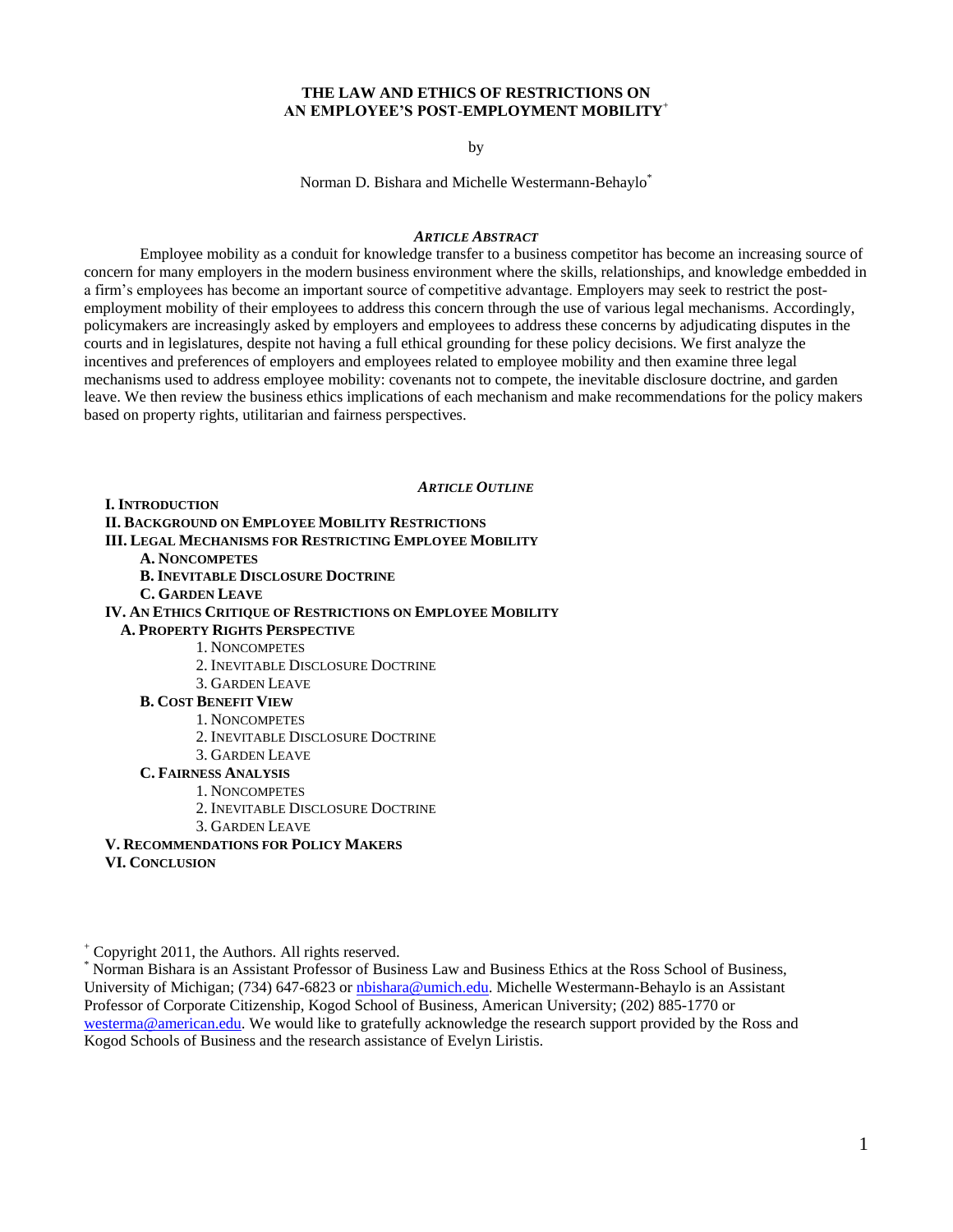# THE LAW AND ETHICS OF RESTRICTIONS ON AN EMPLOYEE'S POST-EMPLOYMENT MOBILITY[+]

by

Norman D. Bishara and Michelle Westermann-Behaylo[*]

### *ARTICLE ABSTRACT*

Employee mobility as a conduit for knowledge transfer to a business competitor has become an increasing source of concern for many employers in the modern business environment where the skills, relationships, and knowledge embedded in a firm's employees has become an important source of competitive advantage. Employers may seek to restrict the post-employment mobility of their employees to address this concern through the use of various legal mechanisms. Accordingly, policymakers are increasingly asked by employers and employees to address these concerns by adjudicating disputes in the courts and in legislatures, despite not having a full ethical grounding for these policy decisions. We first analyze the incentives and preferences of employers and employees related to employee mobility and then examine three legal mechanisms used to address employee mobility: covenants not to compete, the inevitable disclosure doctrine, and garden leave. We then review the business ethics implications of each mechanism and make recommendations for the policy makers based on property rights, utilitarian and fairness perspectives.

### *ARTICLE OUTLINE*

**I. INTRODUCTION**
**II. BACKGROUND ON EMPLOYEE MOBILITY RESTRICTIONS**
**III. LEGAL MECHANISMS FOR RESTRICTING EMPLOYEE MOBILITY**
- **A. NONCOMPETES**
- **B. INEVITABLE DISCLOSURE DOCTRINE**
- **C. GARDEN LEAVE**

**IV. AN ETHICS CRITIQUE OF RESTRICTIONS ON EMPLOYEE MOBILITY**
- **A. PROPERTY RIGHTS PERSPECTIVE**
  1. NONCOMPETES
  2. INEVITABLE DISCLOSURE DOCTRINE
  3. GARDEN LEAVE
- **B. COST BENEFIT VIEW**
  1. NONCOMPETES
  2. INEVITABLE DISCLOSURE DOCTRINE
  3. GARDEN LEAVE
- **C. FAIRNESS ANALYSIS**
  1. NONCOMPETES
  2. INEVITABLE DISCLOSURE DOCTRINE
  3. GARDEN LEAVE

**V. RECOMMENDATIONS FOR POLICY MAKERS**
**VI. CONCLUSION**

---

[+] Copyright 2011, the Authors. All rights reserved.

[*] Norman Bishara is an Assistant Professor of Business Law and Business Ethics at the Ross School of Business, University of Michigan; (734) 647-6823 or nbishara@umich.edu. Michelle Westermann-Behaylo is an Assistant Professor of Corporate Citizenship, Kogod School of Business, American University; (202) 885-1770 or westerma@american.edu. We would like to gratefully acknowledge the research support provided by the Ross and Kogod Schools of Business and the research assistance of Evelyn Liristis.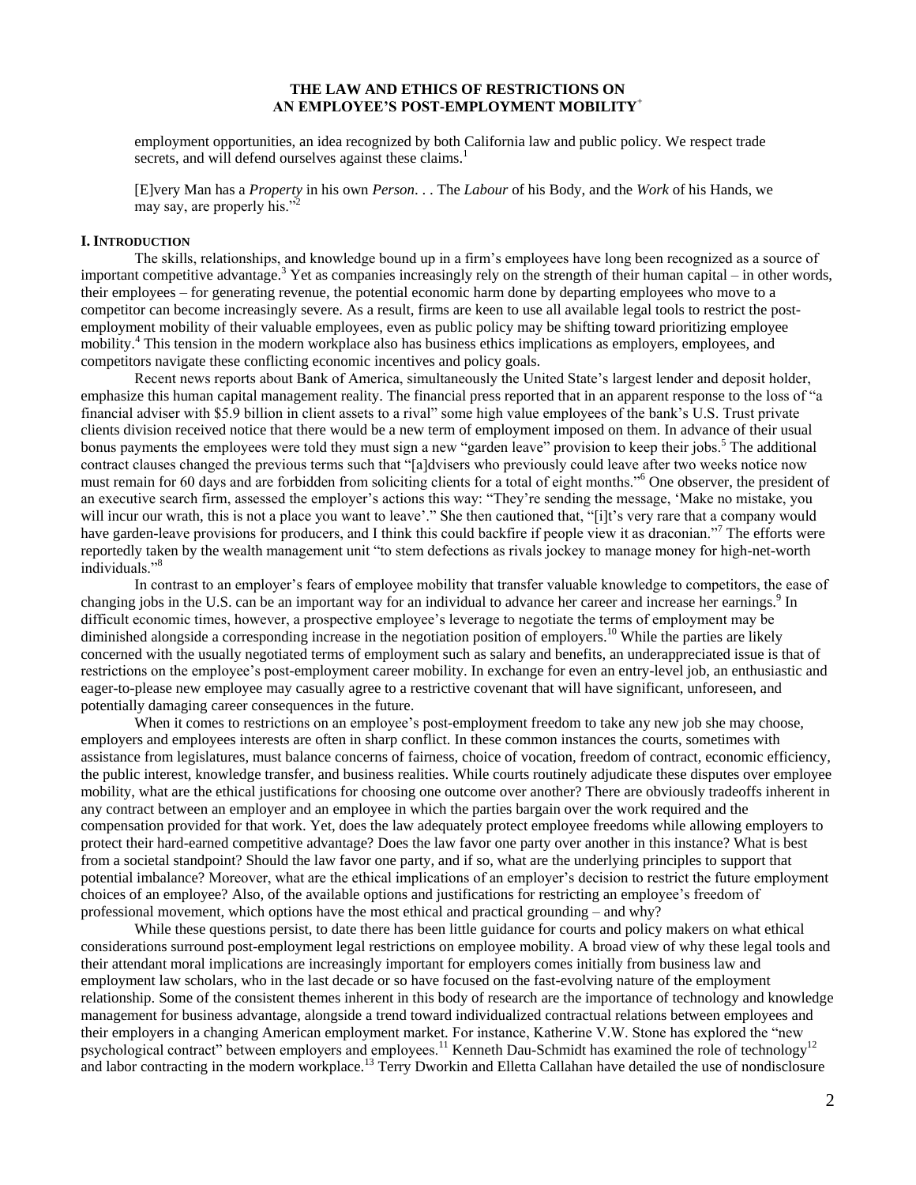# THE LAW AND ETHICS OF RESTRICTIONS ON AN EMPLOYEE'S POST-EMPLOYMENT MOBILITY[+]

> employment opportunities, an idea recognized by both California law and public policy. We respect trade secrets, and will defend ourselves against these claims.[1]

> [E]very Man has a *Property* in his own *Person*. . . The *Labour* of his Body, and the *Work* of his Hands, we may say, are properly his."[2]

## I. INTRODUCTION

The skills, relationships, and knowledge bound up in a firm's employees have long been recognized as a source of important competitive advantage.[3] Yet as companies increasingly rely on the strength of their human capital – in other words, their employees – for generating revenue, the potential economic harm done by departing employees who move to a competitor can become increasingly severe. As a result, firms are keen to use all available legal tools to restrict the post-employment mobility of their valuable employees, even as public policy may be shifting toward prioritizing employee mobility.[4] This tension in the modern workplace also has business ethics implications as employers, employees, and competitors navigate these conflicting economic incentives and policy goals.

Recent news reports about Bank of America, simultaneously the United State's largest lender and deposit holder, emphasize this human capital management reality. The financial press reported that in an apparent response to the loss of "a financial adviser with $5.9 billion in client assets to a rival" some high value employees of the bank's U.S. Trust private clients division received notice that there would be a new term of employment imposed on them. In advance of their usual bonus payments the employees were told they must sign a new "garden leave" provision to keep their jobs.[5] The additional contract clauses changed the previous terms such that "[a]dvisers who previously could leave after two weeks notice now must remain for 60 days and are forbidden from soliciting clients for a total of eight months."[6] One observer, the president of an executive search firm, assessed the employer's actions this way: "They're sending the message, 'Make no mistake, you will incur our wrath, this is not a place you want to leave'." She then cautioned that, "[i]t's very rare that a company would have garden-leave provisions for producers, and I think this could backfire if people view it as draconian."[7] The efforts were reportedly taken by the wealth management unit "to stem defections as rivals jockey to manage money for high-net-worth individuals."[8]

In contrast to an employer's fears of employee mobility that transfer valuable knowledge to competitors, the ease of changing jobs in the U.S. can be an important way for an individual to advance her career and increase her earnings.[9] In difficult economic times, however, a prospective employee's leverage to negotiate the terms of employment may be diminished alongside a corresponding increase in the negotiation position of employers.[10] While the parties are likely concerned with the usually negotiated terms of employment such as salary and benefits, an underappreciated issue is that of restrictions on the employee's post-employment career mobility. In exchange for even an entry-level job, an enthusiastic and eager-to-please new employee may casually agree to a restrictive covenant that will have significant, unforeseen, and potentially damaging career consequences in the future.

When it comes to restrictions on an employee's post-employment freedom to take any new job she may choose, employers and employees interests are often in sharp conflict. In these common instances the courts, sometimes with assistance from legislatures, must balance concerns of fairness, choice of vocation, freedom of contract, economic efficiency, the public interest, knowledge transfer, and business realities. While courts routinely adjudicate these disputes over employee mobility, what are the ethical justifications for choosing one outcome over another? There are obviously tradeoffs inherent in any contract between an employer and an employee in which the parties bargain over the work required and the compensation provided for that work. Yet, does the law adequately protect employee freedoms while allowing employers to protect their hard-earned competitive advantage? Does the law favor one party over another in this instance? What is best from a societal standpoint? Should the law favor one party, and if so, what are the underlying principles to support that potential imbalance? Moreover, what are the ethical implications of an employer's decision to restrict the future employment choices of an employee? Also, of the available options and justifications for restricting an employee's freedom of professional movement, which options have the most ethical and practical grounding – and why?

While these questions persist, to date there has been little guidance for courts and policy makers on what ethical considerations surround post-employment legal restrictions on employee mobility. A broad view of why these legal tools and their attendant moral implications are increasingly important for employers comes initially from business law and employment law scholars, who in the last decade or so have focused on the fast-evolving nature of the employment relationship. Some of the consistent themes inherent in this body of research are the importance of technology and knowledge management for business advantage, alongside a trend toward individualized contractual relations between employees and their employers in a changing American employment market. For instance, Katherine V.W. Stone has explored the "new psychological contract" between employers and employees.[11] Kenneth Dau-Schmidt has examined the role of technology[12] and labor contracting in the modern workplace.[13] Terry Dworkin and Elletta Callahan have detailed the use of nondisclosure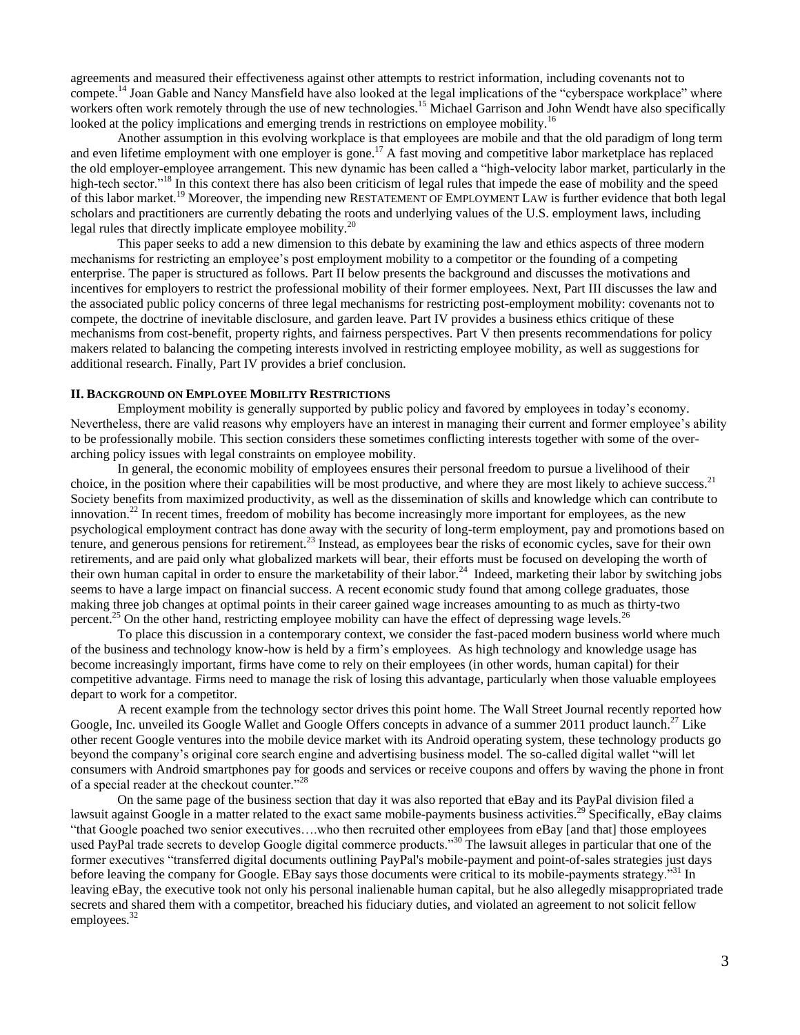agreements and measured their effectiveness against other attempts to restrict information, including covenants not to compete.[14] Joan Gable and Nancy Mansfield have also looked at the legal implications of the "cyberspace workplace" where workers often work remotely through the use of new technologies.[15] Michael Garrison and John Wendt have also specifically looked at the policy implications and emerging trends in restrictions on employee mobility.[16]

Another assumption in this evolving workplace is that employees are mobile and that the old paradigm of long term and even lifetime employment with one employer is gone.[17] A fast moving and competitive labor marketplace has replaced the old employer-employee arrangement. This new dynamic has been called a "high-velocity labor market, particularly in the high-tech sector."[18] In this context there has also been criticism of legal rules that impede the ease of mobility and the speed of this labor market.[19] Moreover, the impending new RESTATEMENT OF EMPLOYMENT LAW is further evidence that both legal scholars and practitioners are currently debating the roots and underlying values of the U.S. employment laws, including legal rules that directly implicate employee mobility.[20]

This paper seeks to add a new dimension to this debate by examining the law and ethics aspects of three modern mechanisms for restricting an employee's post employment mobility to a competitor or the founding of a competing enterprise. The paper is structured as follows. Part II below presents the background and discusses the motivations and incentives for employers to restrict the professional mobility of their former employees. Next, Part III discusses the law and the associated public policy concerns of three legal mechanisms for restricting post-employment mobility: covenants not to compete, the doctrine of inevitable disclosure, and garden leave. Part IV provides a business ethics critique of these mechanisms from cost-benefit, property rights, and fairness perspectives. Part V then presents recommendations for policy makers related to balancing the competing interests involved in restricting employee mobility, as well as suggestions for additional research. Finally, Part IV provides a brief conclusion.

## II. BACKGROUND ON EMPLOYEE MOBILITY RESTRICTIONS

Employment mobility is generally supported by public policy and favored by employees in today's economy. Nevertheless, there are valid reasons why employers have an interest in managing their current and former employee's ability to be professionally mobile. This section considers these sometimes conflicting interests together with some of the over-arching policy issues with legal constraints on employee mobility.

In general, the economic mobility of employees ensures their personal freedom to pursue a livelihood of their choice, in the position where their capabilities will be most productive, and where they are most likely to achieve success.[21] Society benefits from maximized productivity, as well as the dissemination of skills and knowledge which can contribute to innovation.[22] In recent times, freedom of mobility has become increasingly more important for employees, as the new psychological employment contract has done away with the security of long-term employment, pay and promotions based on tenure, and generous pensions for retirement.[23] Instead, as employees bear the risks of economic cycles, save for their own retirements, and are paid only what globalized markets will bear, their efforts must be focused on developing the worth of their own human capital in order to ensure the marketability of their labor.[24] Indeed, marketing their labor by switching jobs seems to have a large impact on financial success. A recent economic study found that among college graduates, those making three job changes at optimal points in their career gained wage increases amounting to as much as thirty-two percent.[25] On the other hand, restricting employee mobility can have the effect of depressing wage levels.[26]

To place this discussion in a contemporary context, we consider the fast-paced modern business world where much of the business and technology know-how is held by a firm's employees. As high technology and knowledge usage has become increasingly important, firms have come to rely on their employees (in other words, human capital) for their competitive advantage. Firms need to manage the risk of losing this advantage, particularly when those valuable employees depart to work for a competitor.

A recent example from the technology sector drives this point home. The Wall Street Journal recently reported how Google, Inc. unveiled its Google Wallet and Google Offers concepts in advance of a summer 2011 product launch.[27] Like other recent Google ventures into the mobile device market with its Android operating system, these technology products go beyond the company's original core search engine and advertising business model. The so-called digital wallet "will let consumers with Android smartphones pay for goods and services or receive coupons and offers by waving the phone in front of a special reader at the checkout counter."[28]

On the same page of the business section that day it was also reported that eBay and its PayPal division filed a lawsuit against Google in a matter related to the exact same mobile-payments business activities.[29] Specifically, eBay claims "that Google poached two senior executives….who then recruited other employees from eBay [and that] those employees used PayPal trade secrets to develop Google digital commerce products."[30] The lawsuit alleges in particular that one of the former executives "transferred digital documents outlining PayPal's mobile-payment and point-of-sales strategies just days before leaving the company for Google. EBay says those documents were critical to its mobile-payments strategy."[31] In leaving eBay, the executive took not only his personal inalienable human capital, but he also allegedly misappropriated trade secrets and shared them with a competitor, breached his fiduciary duties, and violated an agreement to not solicit fellow employees.[32]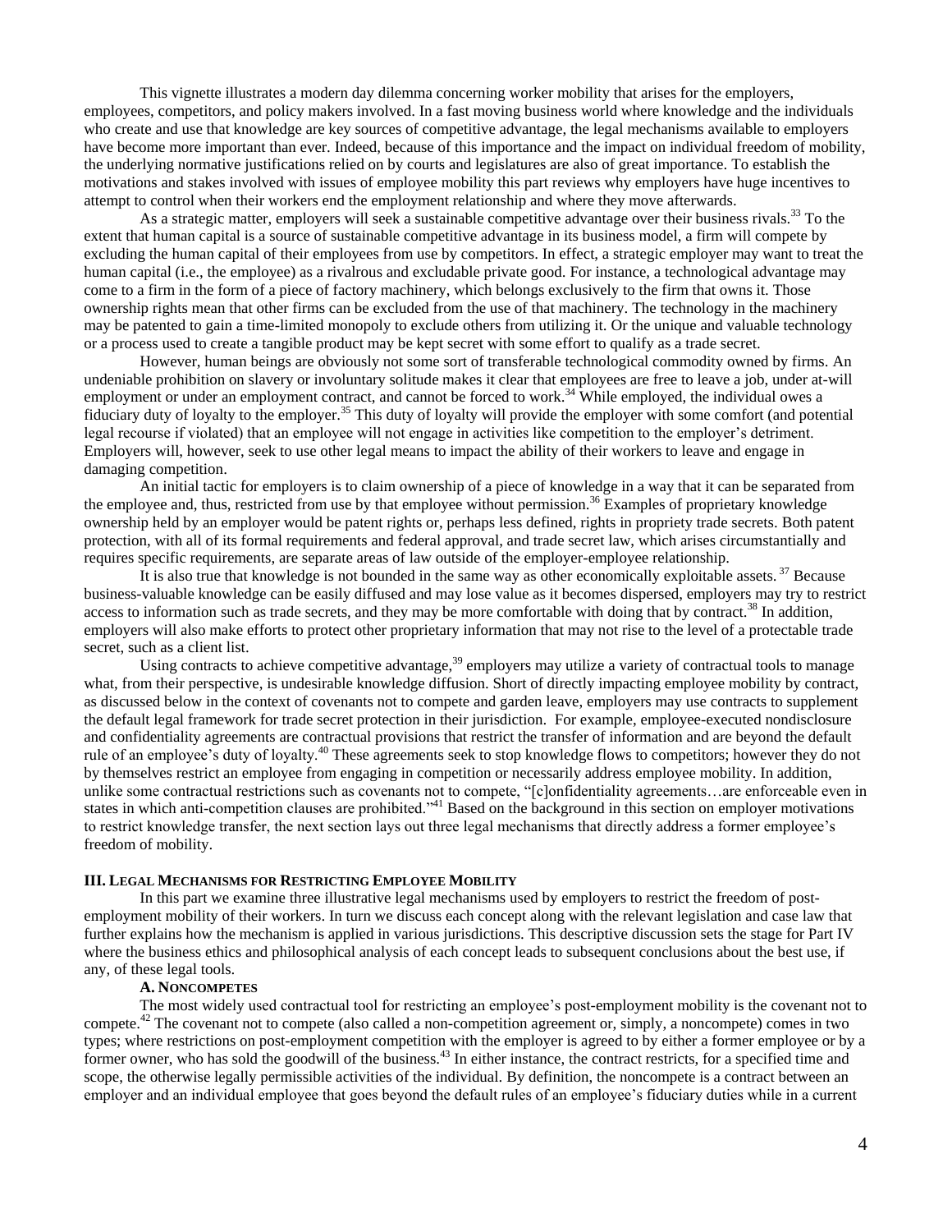This vignette illustrates a modern day dilemma concerning worker mobility that arises for the employers, employees, competitors, and policy makers involved. In a fast moving business world where knowledge and the individuals who create and use that knowledge are key sources of competitive advantage, the legal mechanisms available to employers have become more important than ever. Indeed, because of this importance and the impact on individual freedom of mobility, the underlying normative justifications relied on by courts and legislatures are also of great importance. To establish the motivations and stakes involved with issues of employee mobility this part reviews why employers have huge incentives to attempt to control when their workers end the employment relationship and where they move afterwards.

As a strategic matter, employers will seek a sustainable competitive advantage over their business rivals.[33] To the extent that human capital is a source of sustainable competitive advantage in its business model, a firm will compete by excluding the human capital of their employees from use by competitors. In effect, a strategic employer may want to treat the human capital (i.e., the employee) as a rivalrous and excludable private good. For instance, a technological advantage may come to a firm in the form of a piece of factory machinery, which belongs exclusively to the firm that owns it. Those ownership rights mean that other firms can be excluded from the use of that machinery. The technology in the machinery may be patented to gain a time-limited monopoly to exclude others from utilizing it. Or the unique and valuable technology or a process used to create a tangible product may be kept secret with some effort to qualify as a trade secret.

However, human beings are obviously not some sort of transferable technological commodity owned by firms. An undeniable prohibition on slavery or involuntary solitude makes it clear that employees are free to leave a job, under at-will employment or under an employment contract, and cannot be forced to work.[34] While employed, the individual owes a fiduciary duty of loyalty to the employer.[35] This duty of loyalty will provide the employer with some comfort (and potential legal recourse if violated) that an employee will not engage in activities like competition to the employer's detriment. Employers will, however, seek to use other legal means to impact the ability of their workers to leave and engage in damaging competition.

An initial tactic for employers is to claim ownership of a piece of knowledge in a way that it can be separated from the employee and, thus, restricted from use by that employee without permission.[36] Examples of proprietary knowledge ownership held by an employer would be patent rights or, perhaps less defined, rights in propriety trade secrets. Both patent protection, with all of its formal requirements and federal approval, and trade secret law, which arises circumstantially and requires specific requirements, are separate areas of law outside of the employer-employee relationship.

It is also true that knowledge is not bounded in the same way as other economically exploitable assets.[37] Because business-valuable knowledge can be easily diffused and may lose value as it becomes dispersed, employers may try to restrict access to information such as trade secrets, and they may be more comfortable with doing that by contract.[38] In addition, employers will also make efforts to protect other proprietary information that may not rise to the level of a protectable trade secret, such as a client list.

Using contracts to achieve competitive advantage,[39] employers may utilize a variety of contractual tools to manage what, from their perspective, is undesirable knowledge diffusion. Short of directly impacting employee mobility by contract, as discussed below in the context of covenants not to compete and garden leave, employers may use contracts to supplement the default legal framework for trade secret protection in their jurisdiction. For example, employee-executed nondisclosure and confidentiality agreements are contractual provisions that restrict the transfer of information and are beyond the default rule of an employee's duty of loyalty.[40] These agreements seek to stop knowledge flows to competitors; however they do not by themselves restrict an employee from engaging in competition or necessarily address employee mobility. In addition, unlike some contractual restrictions such as covenants not to compete, "[c]onfidentiality agreements…are enforceable even in states in which anti-competition clauses are prohibited."[41] Based on the background in this section on employer motivations to restrict knowledge transfer, the next section lays out three legal mechanisms that directly address a former employee's freedom of mobility.

## III. Legal Mechanisms for Restricting Employee Mobility

In this part we examine three illustrative legal mechanisms used by employers to restrict the freedom of post-employment mobility of their workers. In turn we discuss each concept along with the relevant legislation and case law that further explains how the mechanism is applied in various jurisdictions. This descriptive discussion sets the stage for Part IV where the business ethics and philosophical analysis of each concept leads to subsequent conclusions about the best use, if any, of these legal tools.

### A. Noncompetes

The most widely used contractual tool for restricting an employee's post-employment mobility is the covenant not to compete.[42] The covenant not to compete (also called a non-competition agreement or, simply, a noncompete) comes in two types; where restrictions on post-employment competition with the employer is agreed to by either a former employee or by a former owner, who has sold the goodwill of the business.[43] In either instance, the contract restricts, for a specified time and scope, the otherwise legally permissible activities of the individual. By definition, the noncompete is a contract between an employer and an individual employee that goes beyond the default rules of an employee's fiduciary duties while in a current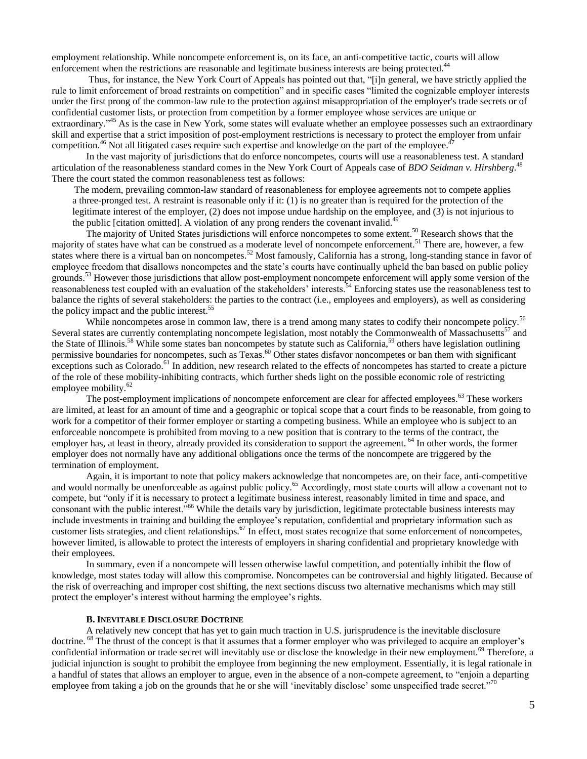employment relationship. While noncompete enforcement is, on its face, an anti-competitive tactic, courts will allow enforcement when the restrictions are reasonable and legitimate business interests are being protected.[44]

Thus, for instance, the New York Court of Appeals has pointed out that, "[i]n general, we have strictly applied the rule to limit enforcement of broad restraints on competition" and in specific cases "limited the cognizable employer interests under the first prong of the common-law rule to the protection against misappropriation of the employer's trade secrets or of confidential customer lists, or protection from competition by a former employee whose services are unique or extraordinary."[45] As is the case in New York, some states will evaluate whether an employee possesses such an extraordinary skill and expertise that a strict imposition of post-employment restrictions is necessary to protect the employer from unfair competition.[46] Not all litigated cases require such expertise and knowledge on the part of the employee.[47]

In the vast majority of jurisdictions that do enforce noncompetes, courts will use a reasonableness test. A standard articulation of the reasonableness standard comes in the New York Court of Appeals case of *BDO Seidman v. Hirshberg*.[48] There the court stated the common reasonableness test as follows:

> The modern, prevailing common-law standard of reasonableness for employee agreements not to compete applies a three-pronged test. A restraint is reasonable only if it: (1) is no greater than is required for the protection of the legitimate interest of the employer, (2) does not impose undue hardship on the employee, and (3) is not injurious to the public [citation omitted]. A violation of any prong renders the covenant invalid.[49]

The majority of United States jurisdictions will enforce noncompetes to some extent.[50] Research shows that the majority of states have what can be construed as a moderate level of noncompete enforcement.[51] There are, however, a few states where there is a virtual ban on noncompetes.[52] Most famously, California has a strong, long-standing stance in favor of employee freedom that disallows noncompetes and the state's courts have continually upheld the ban based on public policy grounds.[53] However those jurisdictions that allow post-employment noncompete enforcement will apply some version of the reasonableness test coupled with an evaluation of the stakeholders' interests.[54] Enforcing states use the reasonableness test to balance the rights of several stakeholders: the parties to the contract (i.e., employees and employers), as well as considering the policy impact and the public interest.[55]

While noncompetes arose in common law, there is a trend among many states to codify their noncompete policy.[56] Several states are currently contemplating noncompete legislation, most notably the Commonwealth of Massachusetts[57] and the State of Illinois.[58] While some states ban noncompetes by statute such as California,[59] others have legislation outlining permissive boundaries for noncompetes, such as Texas.[60] Other states disfavor noncompetes or ban them with significant exceptions such as Colorado.[61] In addition, new research related to the effects of noncompetes has started to create a picture of the role of these mobility-inhibiting contracts, which further sheds light on the possible economic role of restricting employee mobility.[62]

The post-employment implications of noncompete enforcement are clear for affected employees.[63] These workers are limited, at least for an amount of time and a geographic or topical scope that a court finds to be reasonable, from going to work for a competitor of their former employer or starting a competing business. While an employee who is subject to an enforceable noncompete is prohibited from moving to a new position that is contrary to the terms of the contract, the employer has, at least in theory, already provided its consideration to support the agreement.[64] In other words, the former employer does not normally have any additional obligations once the terms of the noncompete are triggered by the termination of employment.

Again, it is important to note that policy makers acknowledge that noncompetes are, on their face, anti-competitive and would normally be unenforceable as against public policy.[65] Accordingly, most state courts will allow a covenant not to compete, but "only if it is necessary to protect a legitimate business interest, reasonably limited in time and space, and consonant with the public interest."[66] While the details vary by jurisdiction, legitimate protectable business interests may include investments in training and building the employee's reputation, confidential and proprietary information such as customer lists strategies, and client relationships.[67] In effect, most states recognize that some enforcement of noncompetes, however limited, is allowable to protect the interests of employers in sharing confidential and proprietary knowledge with their employees.

In summary, even if a noncompete will lessen otherwise lawful competition, and potentially inhibit the flow of knowledge, most states today will allow this compromise. Noncompetes can be controversial and highly litigated. Because of the risk of overreaching and improper cost shifting, the next sections discuss two alternative mechanisms which may still protect the employer's interest without harming the employee's rights.

### B. Inevitable Disclosure Doctrine

A relatively new concept that has yet to gain much traction in U.S. jurisprudence is the inevitable disclosure doctrine.[68] The thrust of the concept is that it assumes that a former employer who was privileged to acquire an employer's confidential information or trade secret will inevitably use or disclose the knowledge in their new employment.[69] Therefore, a judicial injunction is sought to prohibit the employee from beginning the new employment. Essentially, it is legal rationale in a handful of states that allows an employer to argue, even in the absence of a non-compete agreement, to "enjoin a departing employee from taking a job on the grounds that he or she will 'inevitably disclose' some unspecified trade secret."[70]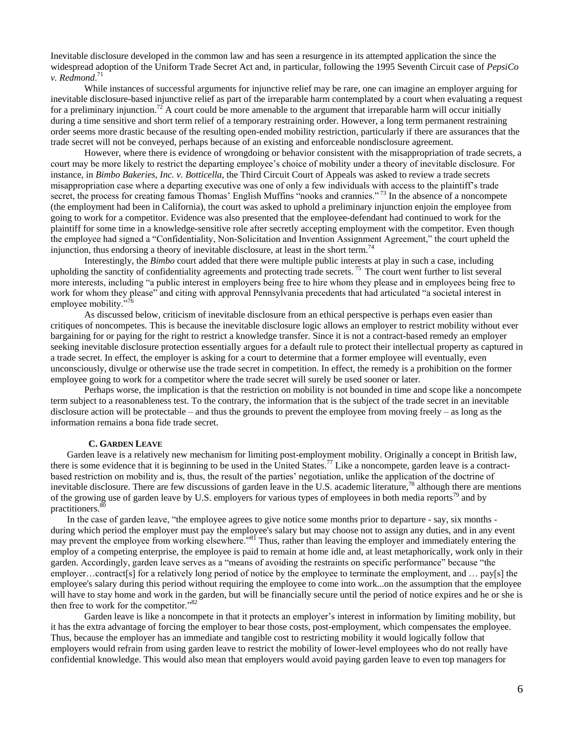Inevitable disclosure developed in the common law and has seen a resurgence in its attempted application the since the widespread adoption of the Uniform Trade Secret Act and, in particular, following the 1995 Seventh Circuit case of *PepsiCo v. Redmond*.[71]

While instances of successful arguments for injunctive relief may be rare, one can imagine an employer arguing for inevitable disclosure-based injunctive relief as part of the irreparable harm contemplated by a court when evaluating a request for a preliminary injunction.[72] A court could be more amenable to the argument that irreparable harm will occur initially during a time sensitive and short term relief of a temporary restraining order. However, a long term permanent restraining order seems more drastic because of the resulting open-ended mobility restriction, particularly if there are assurances that the trade secret will not be conveyed, perhaps because of an existing and enforceable nondisclosure agreement.

However, where there is evidence of wrongdoing or behavior consistent with the misappropriation of trade secrets, a court may be more likely to restrict the departing employee's choice of mobility under a theory of inevitable disclosure. For instance, in *Bimbo Bakeries, Inc. v. Botticella*, the Third Circuit Court of Appeals was asked to review a trade secrets misappropriation case where a departing executive was one of only a few individuals with access to the plaintiff's trade secret, the process for creating famous Thomas' English Muffins "nooks and crannies."[73] In the absence of a noncompete (the employment had been in California), the court was asked to uphold a preliminary injunction enjoin the employee from going to work for a competitor. Evidence was also presented that the employee-defendant had continued to work for the plaintiff for some time in a knowledge-sensitive role after secretly accepting employment with the competitor. Even though the employee had signed a "Confidentiality, Non-Solicitation and Invention Assignment Agreement," the court upheld the injunction, thus endorsing a theory of inevitable disclosure, at least in the short term.[74]

Interestingly, the *Bimbo* court added that there were multiple public interests at play in such a case, including upholding the sanctity of confidentiality agreements and protecting trade secrets.[75] The court went further to list several more interests, including "a public interest in employers being free to hire whom they please and in employees being free to work for whom they please" and citing with approval Pennsylvania precedents that had articulated "a societal interest in employee mobility."[76]

As discussed below, criticism of inevitable disclosure from an ethical perspective is perhaps even easier than critiques of noncompetes. This is because the inevitable disclosure logic allows an employer to restrict mobility without ever bargaining for or paying for the right to restrict a knowledge transfer. Since it is not a contract-based remedy an employer seeking inevitable disclosure protection essentially argues for a default rule to protect their intellectual property as captured in a trade secret. In effect, the employer is asking for a court to determine that a former employee will eventually, even unconsciously, divulge or otherwise use the trade secret in competition. In effect, the remedy is a prohibition on the former employee going to work for a competitor where the trade secret will surely be used sooner or later.

Perhaps worse, the implication is that the restriction on mobility is not bounded in time and scope like a noncompete term subject to a reasonableness test. To the contrary, the information that is the subject of the trade secret in an inevitable disclosure action will be protectable – and thus the grounds to prevent the employee from moving freely – as long as the information remains a bona fide trade secret.

### C. Garden Leave

Garden leave is a relatively new mechanism for limiting post-employment mobility. Originally a concept in British law, there is some evidence that it is beginning to be used in the United States.[77] Like a noncompete, garden leave is a contract-based restriction on mobility and is, thus, the result of the parties' negotiation, unlike the application of the doctrine of inevitable disclosure. There are few discussions of garden leave in the U.S. academic literature,[78] although there are mentions of the growing use of garden leave by U.S. employers for various types of employees in both media reports[79] and by practitioners.[80]

In the case of garden leave, "the employee agrees to give notice some months prior to departure - say, six months - during which period the employer must pay the employee's salary but may choose not to assign any duties, and in any event may prevent the employee from working elsewhere."[81] Thus, rather than leaving the employer and immediately entering the employ of a competing enterprise, the employee is paid to remain at home idle and, at least metaphorically, work only in their garden. Accordingly, garden leave serves as a "means of avoiding the restraints on specific performance" because "the employer…contract[s] for a relatively long period of notice by the employee to terminate the employment, and … pay[s] the employee's salary during this period without requiring the employee to come into work...on the assumption that the employee will have to stay home and work in the garden, but will be financially secure until the period of notice expires and he or she is then free to work for the competitor."[82]

Garden leave is like a noncompete in that it protects an employer's interest in information by limiting mobility, but it has the extra advantage of forcing the employer to bear those costs, post-employment, which compensates the employee. Thus, because the employer has an immediate and tangible cost to restricting mobility it would logically follow that employers would refrain from using garden leave to restrict the mobility of lower-level employees who do not really have confidential knowledge. This would also mean that employers would avoid paying garden leave to even top managers for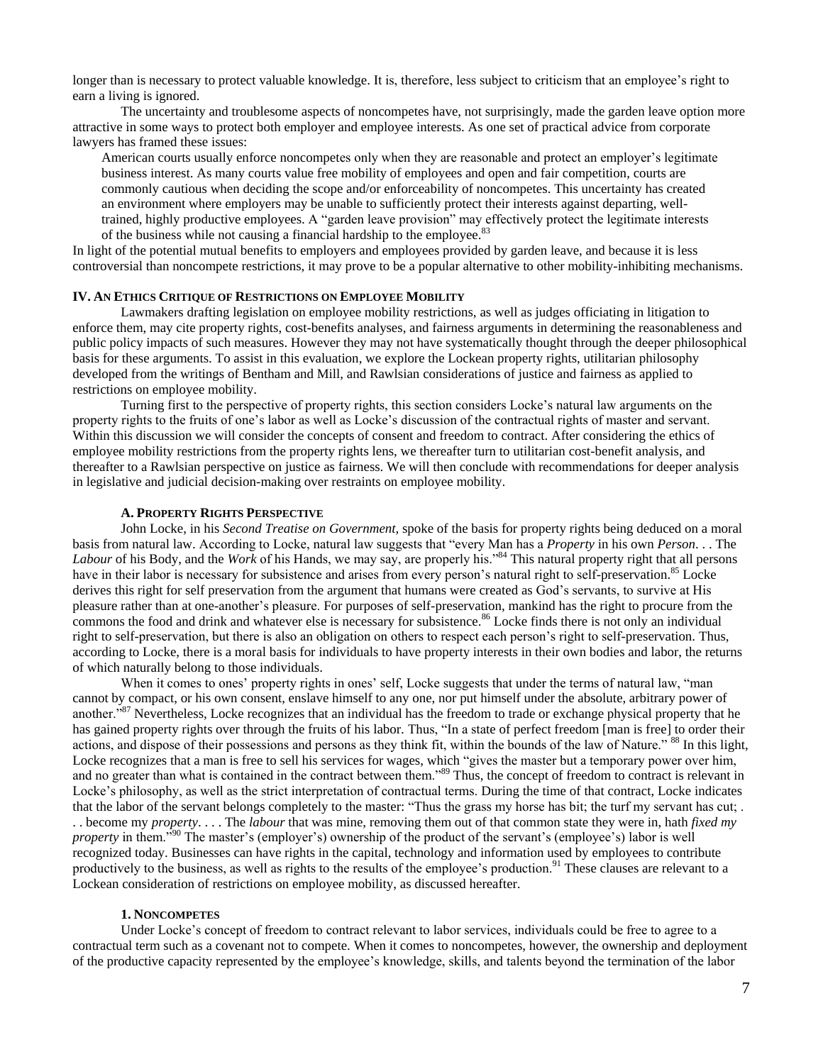longer than is necessary to protect valuable knowledge. It is, therefore, less subject to criticism that an employee's right to earn a living is ignored.

The uncertainty and troublesome aspects of noncompetes have, not surprisingly, made the garden leave option more attractive in some ways to protect both employer and employee interests. As one set of practical advice from corporate lawyers has framed these issues:

> American courts usually enforce noncompetes only when they are reasonable and protect an employer's legitimate business interest. As many courts value free mobility of employees and open and fair competition, courts are commonly cautious when deciding the scope and/or enforceability of noncompetes. This uncertainty has created an environment where employers may be unable to sufficiently protect their interests against departing, well-trained, highly productive employees. A "garden leave provision" may effectively protect the legitimate interests of the business while not causing a financial hardship to the employee.[83]

In light of the potential mutual benefits to employers and employees provided by garden leave, and because it is less controversial than noncompete restrictions, it may prove to be a popular alternative to other mobility-inhibiting mechanisms.

## IV. An Ethics Critique of Restrictions on Employee Mobility

Lawmakers drafting legislation on employee mobility restrictions, as well as judges officiating in litigation to enforce them, may cite property rights, cost-benefits analyses, and fairness arguments in determining the reasonableness and public policy impacts of such measures. However they may not have systematically thought through the deeper philosophical basis for these arguments. To assist in this evaluation, we explore the Lockean property rights, utilitarian philosophy developed from the writings of Bentham and Mill, and Rawlsian considerations of justice and fairness as applied to restrictions on employee mobility.

Turning first to the perspective of property rights, this section considers Locke's natural law arguments on the property rights to the fruits of one's labor as well as Locke's discussion of the contractual rights of master and servant. Within this discussion we will consider the concepts of consent and freedom to contract. After considering the ethics of employee mobility restrictions from the property rights lens, we thereafter turn to utilitarian cost-benefit analysis, and thereafter to a Rawlsian perspective on justice as fairness. We will then conclude with recommendations for deeper analysis in legislative and judicial decision-making over restraints on employee mobility.

### A. Property Rights Perspective

John Locke, in his *Second Treatise on Government,* spoke of the basis for property rights being deduced on a moral basis from natural law. According to Locke, natural law suggests that "every Man has a *Property* in his own *Person*. . . The *Labour* of his Body, and the *Work* of his Hands, we may say, are properly his."[84] This natural property right that all persons have in their labor is necessary for subsistence and arises from every person's natural right to self-preservation.[85] Locke derives this right for self preservation from the argument that humans were created as God's servants, to survive at His pleasure rather than at one-another's pleasure. For purposes of self-preservation, mankind has the right to procure from the commons the food and drink and whatever else is necessary for subsistence.[86] Locke finds there is not only an individual right to self-preservation, but there is also an obligation on others to respect each person's right to self-preservation. Thus, according to Locke, there is a moral basis for individuals to have property interests in their own bodies and labor, the returns of which naturally belong to those individuals.

When it comes to ones' property rights in ones' self, Locke suggests that under the terms of natural law, "man cannot by compact, or his own consent, enslave himself to any one, nor put himself under the absolute, arbitrary power of another."[87] Nevertheless, Locke recognizes that an individual has the freedom to trade or exchange physical property that he has gained property rights over through the fruits of his labor. Thus, "In a state of perfect freedom [man is free] to order their actions, and dispose of their possessions and persons as they think fit, within the bounds of the law of Nature." [88] In this light, Locke recognizes that a man is free to sell his services for wages, which "gives the master but a temporary power over him, and no greater than what is contained in the contract between them."[89] Thus, the concept of freedom to contract is relevant in Locke's philosophy, as well as the strict interpretation of contractual terms. During the time of that contract, Locke indicates that the labor of the servant belongs completely to the master: "Thus the grass my horse has bit; the turf my servant has cut; . . . become my *property*. . . . The *labour* that was mine, removing them out of that common state they were in, hath *fixed my property* in them."[90] The master's (employer's) ownership of the product of the servant's (employee's) labor is well recognized today. Businesses can have rights in the capital, technology and information used by employees to contribute productively to the business, as well as rights to the results of the employee's production.[91] These clauses are relevant to a Lockean consideration of restrictions on employee mobility, as discussed hereafter.

#### 1. Noncompetes

Under Locke's concept of freedom to contract relevant to labor services, individuals could be free to agree to a contractual term such as a covenant not to compete. When it comes to noncompetes, however, the ownership and deployment of the productive capacity represented by the employee's knowledge, skills, and talents beyond the termination of the labor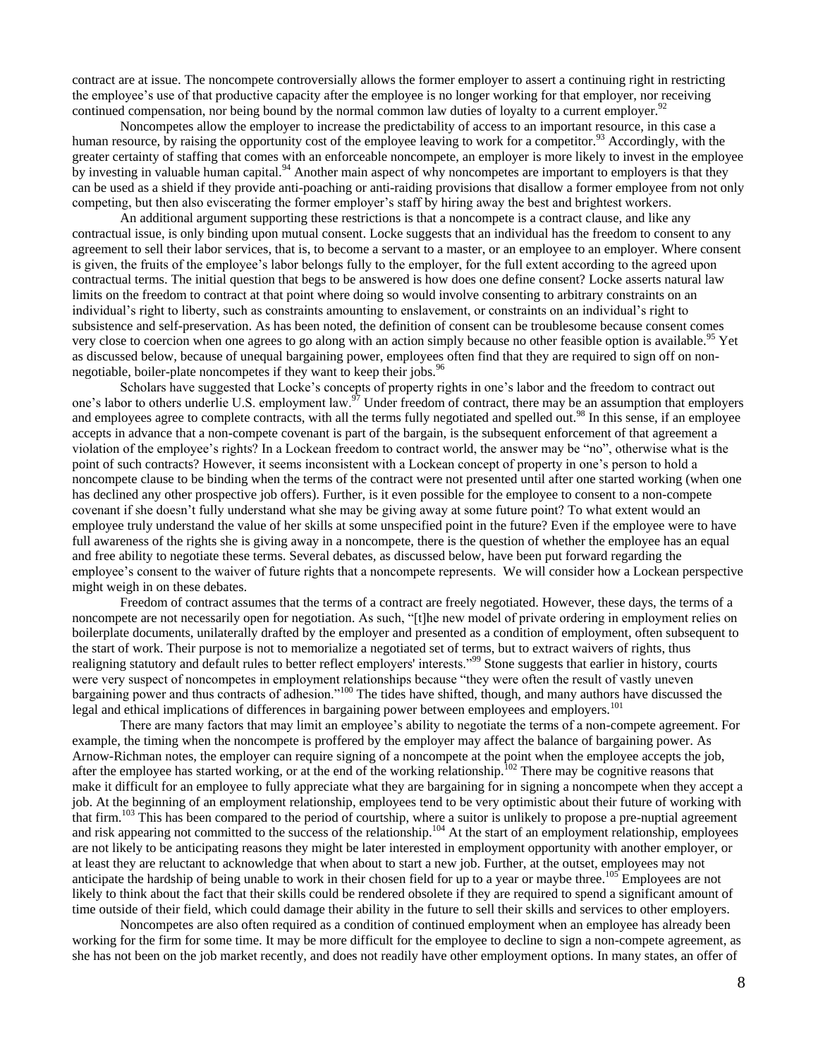contract are at issue. The noncompete controversially allows the former employer to assert a continuing right in restricting the employee's use of that productive capacity after the employee is no longer working for that employer, nor receiving continued compensation, nor being bound by the normal common law duties of loyalty to a current employer.[92]

Noncompetes allow the employer to increase the predictability of access to an important resource, in this case a human resource, by raising the opportunity cost of the employee leaving to work for a competitor.[93] Accordingly, with the greater certainty of staffing that comes with an enforceable noncompete, an employer is more likely to invest in the employee by investing in valuable human capital.[94] Another main aspect of why noncompetes are important to employers is that they can be used as a shield if they provide anti-poaching or anti-raiding provisions that disallow a former employee from not only competing, but then also eviscerating the former employer's staff by hiring away the best and brightest workers.

An additional argument supporting these restrictions is that a noncompete is a contract clause, and like any contractual issue, is only binding upon mutual consent. Locke suggests that an individual has the freedom to consent to any agreement to sell their labor services, that is, to become a servant to a master, or an employee to an employer. Where consent is given, the fruits of the employee's labor belongs fully to the employer, for the full extent according to the agreed upon contractual terms. The initial question that begs to be answered is how does one define consent? Locke asserts natural law limits on the freedom to contract at that point where doing so would involve consenting to arbitrary constraints on an individual's right to liberty, such as constraints amounting to enslavement, or constraints on an individual's right to subsistence and self-preservation. As has been noted, the definition of consent can be troublesome because consent comes very close to coercion when one agrees to go along with an action simply because no other feasible option is available.[95] Yet as discussed below, because of unequal bargaining power, employees often find that they are required to sign off on non-negotiable, boiler-plate noncompetes if they want to keep their jobs.[96]

Scholars have suggested that Locke's concepts of property rights in one's labor and the freedom to contract out one's labor to others underlie U.S. employment law.[97] Under freedom of contract, there may be an assumption that employers and employees agree to complete contracts, with all the terms fully negotiated and spelled out.[98] In this sense, if an employee accepts in advance that a non-compete covenant is part of the bargain, is the subsequent enforcement of that agreement a violation of the employee's rights? In a Lockean freedom to contract world, the answer may be "no", otherwise what is the point of such contracts? However, it seems inconsistent with a Lockean concept of property in one's person to hold a noncompete clause to be binding when the terms of the contract were not presented until after one started working (when one has declined any other prospective job offers). Further, is it even possible for the employee to consent to a non-compete covenant if she doesn't fully understand what she may be giving away at some future point? To what extent would an employee truly understand the value of her skills at some unspecified point in the future? Even if the employee were to have full awareness of the rights she is giving away in a noncompete, there is the question of whether the employee has an equal and free ability to negotiate these terms. Several debates, as discussed below, have been put forward regarding the employee's consent to the waiver of future rights that a noncompete represents. We will consider how a Lockean perspective might weigh in on these debates.

Freedom of contract assumes that the terms of a contract are freely negotiated. However, these days, the terms of a noncompete are not necessarily open for negotiation. As such, "[t]he new model of private ordering in employment relies on boilerplate documents, unilaterally drafted by the employer and presented as a condition of employment, often subsequent to the start of work. Their purpose is not to memorialize a negotiated set of terms, but to extract waivers of rights, thus realigning statutory and default rules to better reflect employers' interests."[99] Stone suggests that earlier in history, courts were very suspect of noncompetes in employment relationships because "they were often the result of vastly uneven bargaining power and thus contracts of adhesion."[100] The tides have shifted, though, and many authors have discussed the legal and ethical implications of differences in bargaining power between employees and employers.[101]

There are many factors that may limit an employee's ability to negotiate the terms of a non-compete agreement. For example, the timing when the noncompete is proffered by the employer may affect the balance of bargaining power. As Arnow-Richman notes, the employer can require signing of a noncompete at the point when the employee accepts the job, after the employee has started working, or at the end of the working relationship.[102] There may be cognitive reasons that make it difficult for an employee to fully appreciate what they are bargaining for in signing a noncompete when they accept a job. At the beginning of an employment relationship, employees tend to be very optimistic about their future of working with that firm.[103] This has been compared to the period of courtship, where a suitor is unlikely to propose a pre-nuptial agreement and risk appearing not committed to the success of the relationship.[104] At the start of an employment relationship, employees are not likely to be anticipating reasons they might be later interested in employment opportunity with another employer, or at least they are reluctant to acknowledge that when about to start a new job. Further, at the outset, employees may not anticipate the hardship of being unable to work in their chosen field for up to a year or maybe three.[105] Employees are not likely to think about the fact that their skills could be rendered obsolete if they are required to spend a significant amount of time outside of their field, which could damage their ability in the future to sell their skills and services to other employers.

Noncompetes are also often required as a condition of continued employment when an employee has already been working for the firm for some time. It may be more difficult for the employee to decline to sign a non-compete agreement, as she has not been on the job market recently, and does not readily have other employment options. In many states, an offer of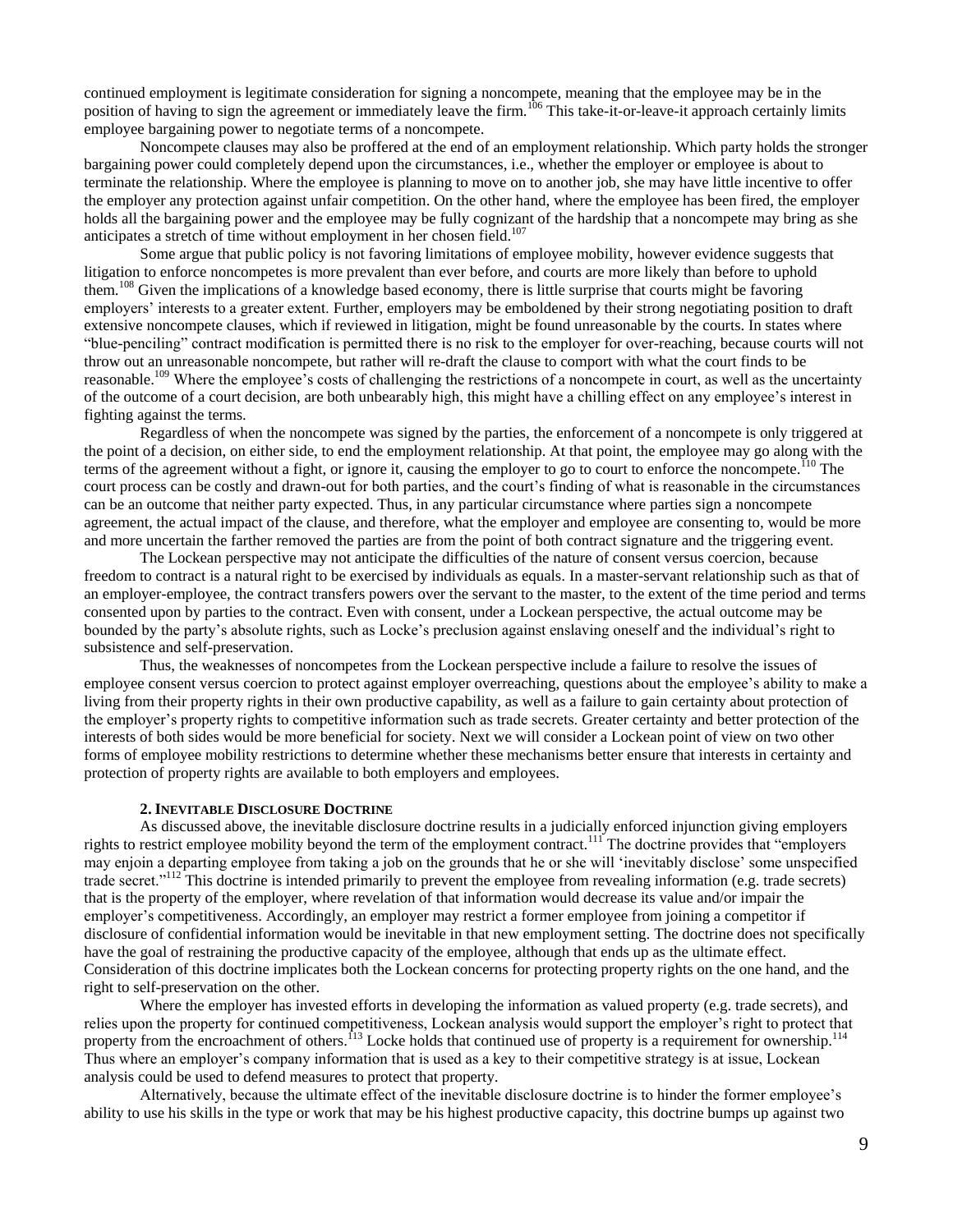continued employment is legitimate consideration for signing a noncompete, meaning that the employee may be in the position of having to sign the agreement or immediately leave the firm.[106] This take-it-or-leave-it approach certainly limits employee bargaining power to negotiate terms of a noncompete.

Noncompete clauses may also be proffered at the end of an employment relationship. Which party holds the stronger bargaining power could completely depend upon the circumstances, i.e., whether the employer or employee is about to terminate the relationship. Where the employee is planning to move on to another job, she may have little incentive to offer the employer any protection against unfair competition. On the other hand, where the employee has been fired, the employer holds all the bargaining power and the employee may be fully cognizant of the hardship that a noncompete may bring as she anticipates a stretch of time without employment in her chosen field.[107]

Some argue that public policy is not favoring limitations of employee mobility, however evidence suggests that litigation to enforce noncompetes is more prevalent than ever before, and courts are more likely than before to uphold them.[108] Given the implications of a knowledge based economy, there is little surprise that courts might be favoring employers' interests to a greater extent. Further, employers may be emboldened by their strong negotiating position to draft extensive noncompete clauses, which if reviewed in litigation, might be found unreasonable by the courts. In states where "blue-penciling" contract modification is permitted there is no risk to the employer for over-reaching, because courts will not throw out an unreasonable noncompete, but rather will re-draft the clause to comport with what the court finds to be reasonable.[109] Where the employee's costs of challenging the restrictions of a noncompete in court, as well as the uncertainty of the outcome of a court decision, are both unbearably high, this might have a chilling effect on any employee's interest in fighting against the terms.

Regardless of when the noncompete was signed by the parties, the enforcement of a noncompete is only triggered at the point of a decision, on either side, to end the employment relationship. At that point, the employee may go along with the terms of the agreement without a fight, or ignore it, causing the employer to go to court to enforce the noncompete.[110] The court process can be costly and drawn-out for both parties, and the court's finding of what is reasonable in the circumstances can be an outcome that neither party expected. Thus, in any particular circumstance where parties sign a noncompete agreement, the actual impact of the clause, and therefore, what the employer and employee are consenting to, would be more and more uncertain the farther removed the parties are from the point of both contract signature and the triggering event.

The Lockean perspective may not anticipate the difficulties of the nature of consent versus coercion, because freedom to contract is a natural right to be exercised by individuals as equals. In a master-servant relationship such as that of an employer-employee, the contract transfers powers over the servant to the master, to the extent of the time period and terms consented upon by parties to the contract. Even with consent, under a Lockean perspective, the actual outcome may be bounded by the party's absolute rights, such as Locke's preclusion against enslaving oneself and the individual's right to subsistence and self-preservation.

Thus, the weaknesses of noncompetes from the Lockean perspective include a failure to resolve the issues of employee consent versus coercion to protect against employer overreaching, questions about the employee's ability to make a living from their property rights in their own productive capability, as well as a failure to gain certainty about protection of the employer's property rights to competitive information such as trade secrets. Greater certainty and better protection of the interests of both sides would be more beneficial for society. Next we will consider a Lockean point of view on two other forms of employee mobility restrictions to determine whether these mechanisms better ensure that interests in certainty and protection of property rights are available to both employers and employees.

#### 2. Inevitable Disclosure Doctrine

As discussed above, the inevitable disclosure doctrine results in a judicially enforced injunction giving employers rights to restrict employee mobility beyond the term of the employment contract.[111] The doctrine provides that "employers may enjoin a departing employee from taking a job on the grounds that he or she will 'inevitably disclose' some unspecified trade secret."[112] This doctrine is intended primarily to prevent the employee from revealing information (e.g. trade secrets) that is the property of the employer, where revelation of that information would decrease its value and/or impair the employer's competitiveness. Accordingly, an employer may restrict a former employee from joining a competitor if disclosure of confidential information would be inevitable in that new employment setting. The doctrine does not specifically have the goal of restraining the productive capacity of the employee, although that ends up as the ultimate effect. Consideration of this doctrine implicates both the Lockean concerns for protecting property rights on the one hand, and the right to self-preservation on the other.

Where the employer has invested efforts in developing the information as valued property (e.g. trade secrets), and relies upon the property for continued competitiveness, Lockean analysis would support the employer's right to protect that property from the encroachment of others.[113] Locke holds that continued use of property is a requirement for ownership.[114] Thus where an employer's company information that is used as a key to their competitive strategy is at issue, Lockean analysis could be used to defend measures to protect that property.

Alternatively, because the ultimate effect of the inevitable disclosure doctrine is to hinder the former employee's ability to use his skills in the type or work that may be his highest productive capacity, this doctrine bumps up against two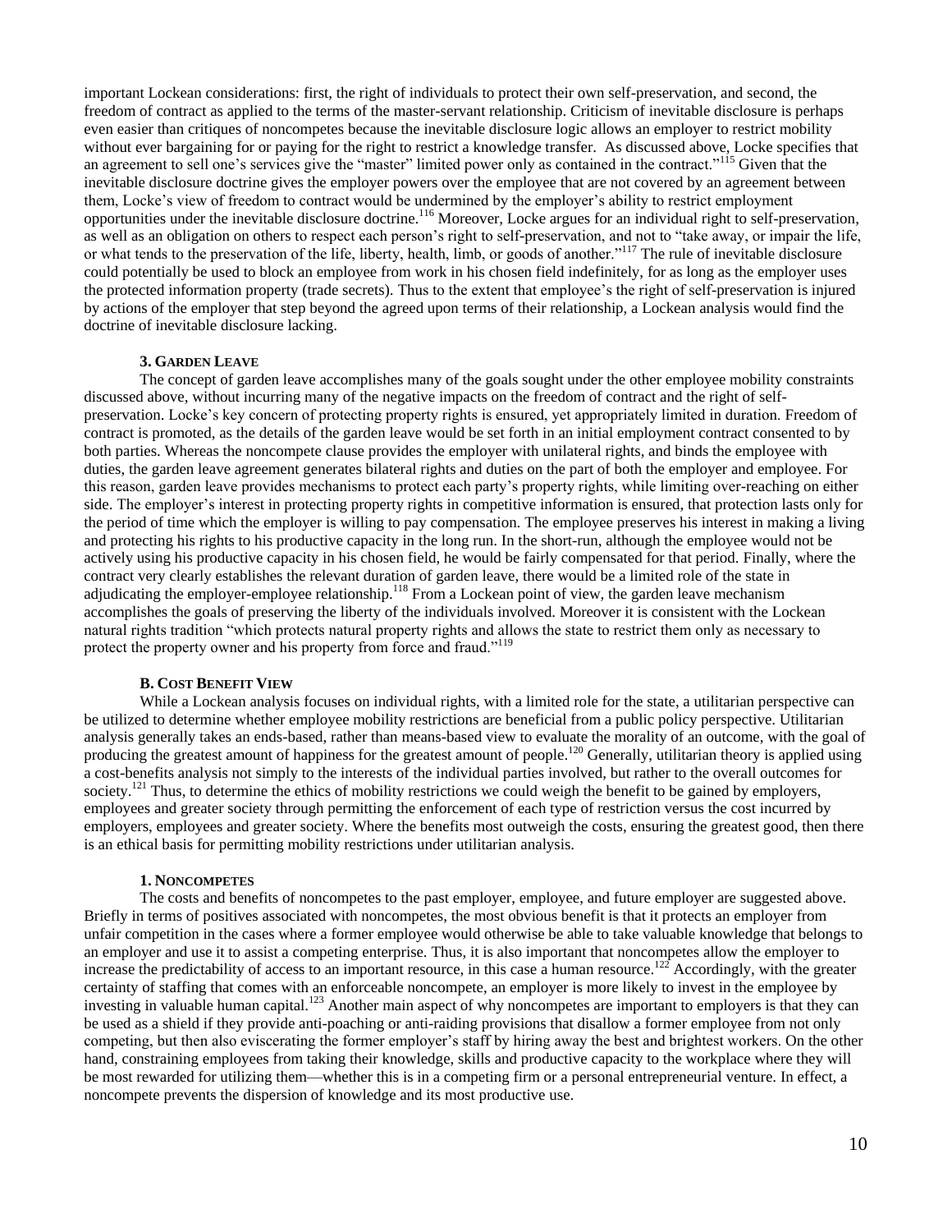important Lockean considerations: first, the right of individuals to protect their own self-preservation, and second, the freedom of contract as applied to the terms of the master-servant relationship. Criticism of inevitable disclosure is perhaps even easier than critiques of noncompetes because the inevitable disclosure logic allows an employer to restrict mobility without ever bargaining for or paying for the right to restrict a knowledge transfer. As discussed above, Locke specifies that an agreement to sell one's services give the "master" limited power only as contained in the contract."[115] Given that the inevitable disclosure doctrine gives the employer powers over the employee that are not covered by an agreement between them, Locke's view of freedom to contract would be undermined by the employer's ability to restrict employment opportunities under the inevitable disclosure doctrine.[116] Moreover, Locke argues for an individual right to self-preservation, as well as an obligation on others to respect each person's right to self-preservation, and not to "take away, or impair the life, or what tends to the preservation of the life, liberty, health, limb, or goods of another."[117] The rule of inevitable disclosure could potentially be used to block an employee from work in his chosen field indefinitely, for as long as the employer uses the protected information property (trade secrets). Thus to the extent that employee's the right of self-preservation is injured by actions of the employer that step beyond the agreed upon terms of their relationship, a Lockean analysis would find the doctrine of inevitable disclosure lacking.

#### 3. Garden Leave

The concept of garden leave accomplishes many of the goals sought under the other employee mobility constraints discussed above, without incurring many of the negative impacts on the freedom of contract and the right of self-preservation. Locke's key concern of protecting property rights is ensured, yet appropriately limited in duration. Freedom of contract is promoted, as the details of the garden leave would be set forth in an initial employment contract consented to by both parties. Whereas the noncompete clause provides the employer with unilateral rights, and binds the employee with duties, the garden leave agreement generates bilateral rights and duties on the part of both the employer and employee. For this reason, garden leave provides mechanisms to protect each party's property rights, while limiting over-reaching on either side. The employer's interest in protecting property rights in competitive information is ensured, that protection lasts only for the period of time which the employer is willing to pay compensation. The employee preserves his interest in making a living and protecting his rights to his productive capacity in the long run. In the short-run, although the employee would not be actively using his productive capacity in his chosen field, he would be fairly compensated for that period. Finally, where the contract very clearly establishes the relevant duration of garden leave, there would be a limited role of the state in adjudicating the employer-employee relationship.[118] From a Lockean point of view, the garden leave mechanism accomplishes the goals of preserving the liberty of the individuals involved. Moreover it is consistent with the Lockean natural rights tradition "which protects natural property rights and allows the state to restrict them only as necessary to protect the property owner and his property from force and fraud."[119]

### B. Cost Benefit View

While a Lockean analysis focuses on individual rights, with a limited role for the state, a utilitarian perspective can be utilized to determine whether employee mobility restrictions are beneficial from a public policy perspective. Utilitarian analysis generally takes an ends-based, rather than means-based view to evaluate the morality of an outcome, with the goal of producing the greatest amount of happiness for the greatest amount of people.[120] Generally, utilitarian theory is applied using a cost-benefits analysis not simply to the interests of the individual parties involved, but rather to the overall outcomes for society.[121] Thus, to determine the ethics of mobility restrictions we could weigh the benefit to be gained by employers, employees and greater society through permitting the enforcement of each type of restriction versus the cost incurred by employers, employees and greater society. Where the benefits most outweigh the costs, ensuring the greatest good, then there is an ethical basis for permitting mobility restrictions under utilitarian analysis.

#### 1. Noncompetes

The costs and benefits of noncompetes to the past employer, employee, and future employer are suggested above. Briefly in terms of positives associated with noncompetes, the most obvious benefit is that it protects an employer from unfair competition in the cases where a former employee would otherwise be able to take valuable knowledge that belongs to an employer and use it to assist a competing enterprise. Thus, it is also important that noncompetes allow the employer to increase the predictability of access to an important resource, in this case a human resource.[122] Accordingly, with the greater certainty of staffing that comes with an enforceable noncompete, an employer is more likely to invest in the employee by investing in valuable human capital.[123] Another main aspect of why noncompetes are important to employers is that they can be used as a shield if they provide anti-poaching or anti-raiding provisions that disallow a former employee from not only competing, but then also eviscerating the former employer's staff by hiring away the best and brightest workers. On the other hand, constraining employees from taking their knowledge, skills and productive capacity to the workplace where they will be most rewarded for utilizing them—whether this is in a competing firm or a personal entrepreneurial venture. In effect, a noncompete prevents the dispersion of knowledge and its most productive use.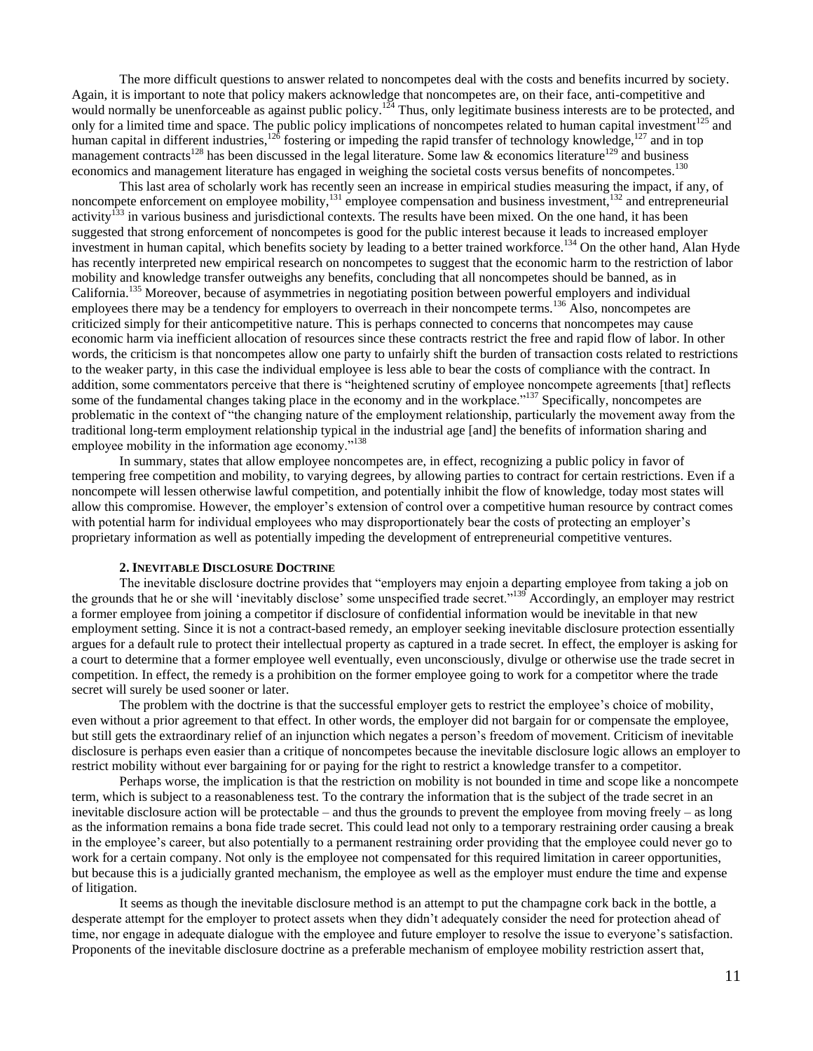The more difficult questions to answer related to noncompetes deal with the costs and benefits incurred by society. Again, it is important to note that policy makers acknowledge that noncompetes are, on their face, anti-competitive and would normally be unenforceable as against public policy.[124] Thus, only legitimate business interests are to be protected, and only for a limited time and space. The public policy implications of noncompetes related to human capital investment[125] and human capital in different industries,[126] fostering or impeding the rapid transfer of technology knowledge,[127] and in top management contracts[128] has been discussed in the legal literature. Some law & economics literature[129] and business economics and management literature has engaged in weighing the societal costs versus benefits of noncompetes.[130]

This last area of scholarly work has recently seen an increase in empirical studies measuring the impact, if any, of noncompete enforcement on employee mobility,[131] employee compensation and business investment,[132] and entrepreneurial activity[133] in various business and jurisdictional contexts. The results have been mixed. On the one hand, it has been suggested that strong enforcement of noncompetes is good for the public interest because it leads to increased employer investment in human capital, which benefits society by leading to a better trained workforce.[134] On the other hand, Alan Hyde has recently interpreted new empirical research on noncompetes to suggest that the economic harm to the restriction of labor mobility and knowledge transfer outweighs any benefits, concluding that all noncompetes should be banned, as in California.[135] Moreover, because of asymmetries in negotiating position between powerful employers and individual employees there may be a tendency for employers to overreach in their noncompete terms.[136] Also, noncompetes are criticized simply for their anticompetitive nature. This is perhaps connected to concerns that noncompetes may cause economic harm via inefficient allocation of resources since these contracts restrict the free and rapid flow of labor. In other words, the criticism is that noncompetes allow one party to unfairly shift the burden of transaction costs related to restrictions to the weaker party, in this case the individual employee is less able to bear the costs of compliance with the contract. In addition, some commentators perceive that there is "heightened scrutiny of employee noncompete agreements [that] reflects some of the fundamental changes taking place in the economy and in the workplace."[137] Specifically, noncompetes are problematic in the context of "the changing nature of the employment relationship, particularly the movement away from the traditional long-term employment relationship typical in the industrial age [and] the benefits of information sharing and employee mobility in the information age economy."[138]

In summary, states that allow employee noncompetes are, in effect, recognizing a public policy in favor of tempering free competition and mobility, to varying degrees, by allowing parties to contract for certain restrictions. Even if a noncompete will lessen otherwise lawful competition, and potentially inhibit the flow of knowledge, today most states will allow this compromise. However, the employer's extension of control over a competitive human resource by contract comes with potential harm for individual employees who may disproportionately bear the costs of protecting an employer's proprietary information as well as potentially impeding the development of entrepreneurial competitive ventures.

#### 2. Inevitable Disclosure Doctrine

The inevitable disclosure doctrine provides that "employers may enjoin a departing employee from taking a job on the grounds that he or she will 'inevitably disclose' some unspecified trade secret."[139] Accordingly, an employer may restrict a former employee from joining a competitor if disclosure of confidential information would be inevitable in that new employment setting. Since it is not a contract-based remedy, an employer seeking inevitable disclosure protection essentially argues for a default rule to protect their intellectual property as captured in a trade secret. In effect, the employer is asking for a court to determine that a former employee well eventually, even unconsciously, divulge or otherwise use the trade secret in competition. In effect, the remedy is a prohibition on the former employee going to work for a competitor where the trade secret will surely be used sooner or later.

The problem with the doctrine is that the successful employer gets to restrict the employee's choice of mobility, even without a prior agreement to that effect. In other words, the employer did not bargain for or compensate the employee, but still gets the extraordinary relief of an injunction which negates a person's freedom of movement. Criticism of inevitable disclosure is perhaps even easier than a critique of noncompetes because the inevitable disclosure logic allows an employer to restrict mobility without ever bargaining for or paying for the right to restrict a knowledge transfer to a competitor.

Perhaps worse, the implication is that the restriction on mobility is not bounded in time and scope like a noncompete term, which is subject to a reasonableness test. To the contrary the information that is the subject of the trade secret in an inevitable disclosure action will be protectable – and thus the grounds to prevent the employee from moving freely – as long as the information remains a bona fide trade secret. This could lead not only to a temporary restraining order causing a break in the employee's career, but also potentially to a permanent restraining order providing that the employee could never go to work for a certain company. Not only is the employee not compensated for this required limitation in career opportunities, but because this is a judicially granted mechanism, the employee as well as the employer must endure the time and expense of litigation.

It seems as though the inevitable disclosure method is an attempt to put the champagne cork back in the bottle, a desperate attempt for the employer to protect assets when they didn't adequately consider the need for protection ahead of time, nor engage in adequate dialogue with the employee and future employer to resolve the issue to everyone's satisfaction. Proponents of the inevitable disclosure doctrine as a preferable mechanism of employee mobility restriction assert that,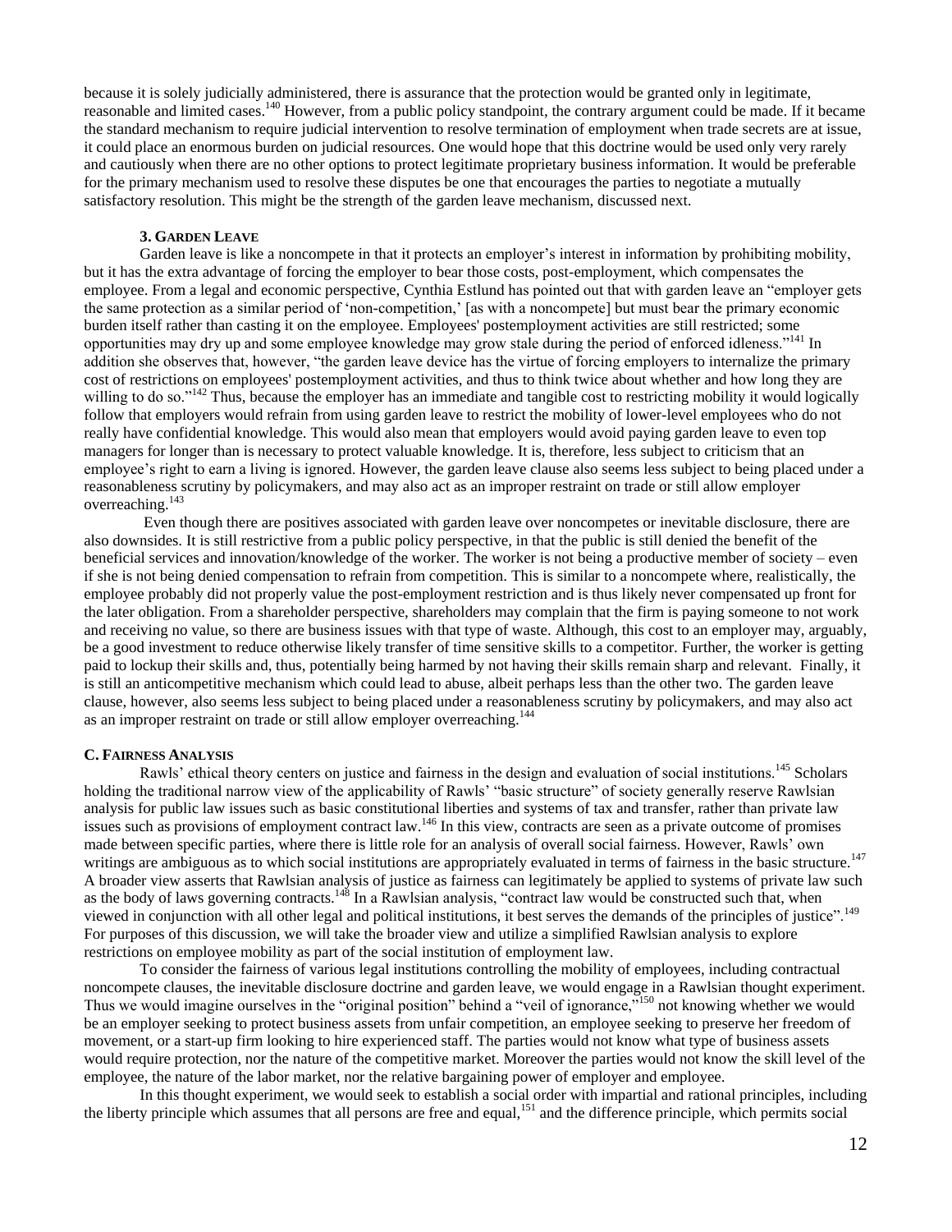because it is solely judicially administered, there is assurance that the protection would be granted only in legitimate, reasonable and limited cases.[140] However, from a public policy standpoint, the contrary argument could be made. If it became the standard mechanism to require judicial intervention to resolve termination of employment when trade secrets are at issue, it could place an enormous burden on judicial resources. One would hope that this doctrine would be used only very rarely and cautiously when there are no other options to protect legitimate proprietary business information. It would be preferable for the primary mechanism used to resolve these disputes be one that encourages the parties to negotiate a mutually satisfactory resolution. This might be the strength of the garden leave mechanism, discussed next.

#### 3. Garden Leave

Garden leave is like a noncompete in that it protects an employer's interest in information by prohibiting mobility, but it has the extra advantage of forcing the employer to bear those costs, post-employment, which compensates the employee. From a legal and economic perspective, Cynthia Estlund has pointed out that with garden leave an "employer gets the same protection as a similar period of 'non-competition,' [as with a noncompete] but must bear the primary economic burden itself rather than casting it on the employee. Employees' postemployment activities are still restricted; some opportunities may dry up and some employee knowledge may grow stale during the period of enforced idleness."[141] In addition she observes that, however, "the garden leave device has the virtue of forcing employers to internalize the primary cost of restrictions on employees' postemployment activities, and thus to think twice about whether and how long they are willing to do so."[142] Thus, because the employer has an immediate and tangible cost to restricting mobility it would logically follow that employers would refrain from using garden leave to restrict the mobility of lower-level employees who do not really have confidential knowledge. This would also mean that employers would avoid paying garden leave to even top managers for longer than is necessary to protect valuable knowledge. It is, therefore, less subject to criticism that an employee's right to earn a living is ignored. However, the garden leave clause also seems less subject to being placed under a reasonableness scrutiny by policymakers, and may also act as an improper restraint on trade or still allow employer overreaching.[143]

Even though there are positives associated with garden leave over noncompetes or inevitable disclosure, there are also downsides. It is still restrictive from a public policy perspective, in that the public is still denied the benefit of the beneficial services and innovation/knowledge of the worker. The worker is not being a productive member of society – even if she is not being denied compensation to refrain from competition. This is similar to a noncompete where, realistically, the employee probably did not properly value the post-employment restriction and is thus likely never compensated up front for the later obligation. From a shareholder perspective, shareholders may complain that the firm is paying someone to not work and receiving no value, so there are business issues with that type of waste. Although, this cost to an employer may, arguably, be a good investment to reduce otherwise likely transfer of time sensitive skills to a competitor. Further, the worker is getting paid to lockup their skills and, thus, potentially being harmed by not having their skills remain sharp and relevant. Finally, it is still an anticompetitive mechanism which could lead to abuse, albeit perhaps less than the other two. The garden leave clause, however, also seems less subject to being placed under a reasonableness scrutiny by policymakers, and may also act as an improper restraint on trade or still allow employer overreaching.[144]

### C. Fairness Analysis

Rawls' ethical theory centers on justice and fairness in the design and evaluation of social institutions.[145] Scholars holding the traditional narrow view of the applicability of Rawls' "basic structure" of society generally reserve Rawlsian analysis for public law issues such as basic constitutional liberties and systems of tax and transfer, rather than private law issues such as provisions of employment contract law.[146] In this view, contracts are seen as a private outcome of promises made between specific parties, where there is little role for an analysis of overall social fairness. However, Rawls' own writings are ambiguous as to which social institutions are appropriately evaluated in terms of fairness in the basic structure.[147] A broader view asserts that Rawlsian analysis of justice as fairness can legitimately be applied to systems of private law such as the body of laws governing contracts.[148] In a Rawlsian analysis, "contract law would be constructed such that, when viewed in conjunction with all other legal and political institutions, it best serves the demands of the principles of justice".[149] For purposes of this discussion, we will take the broader view and utilize a simplified Rawlsian analysis to explore restrictions on employee mobility as part of the social institution of employment law.

To consider the fairness of various legal institutions controlling the mobility of employees, including contractual noncompete clauses, the inevitable disclosure doctrine and garden leave, we would engage in a Rawlsian thought experiment. Thus we would imagine ourselves in the "original position" behind a "veil of ignorance,"[150] not knowing whether we would be an employer seeking to protect business assets from unfair competition, an employee seeking to preserve her freedom of movement, or a start-up firm looking to hire experienced staff. The parties would not know what type of business assets would require protection, nor the nature of the competitive market. Moreover the parties would not know the skill level of the employee, the nature of the labor market, nor the relative bargaining power of employer and employee.

In this thought experiment, we would seek to establish a social order with impartial and rational principles, including the liberty principle which assumes that all persons are free and equal,[151] and the difference principle, which permits social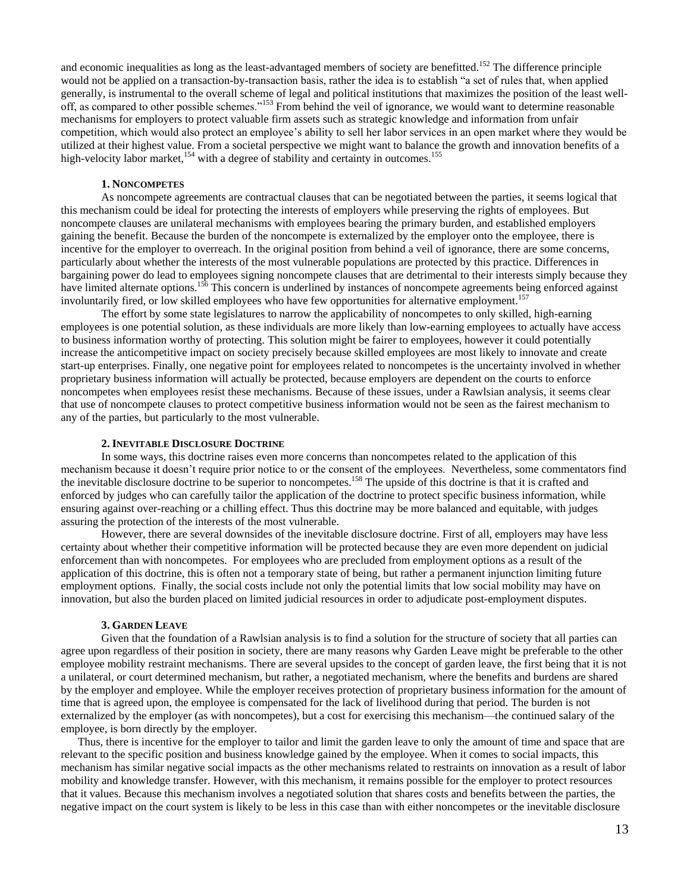and economic inequalities as long as the least-advantaged members of society are benefitted.[152] The difference principle would not be applied on a transaction-by-transaction basis, rather the idea is to establish "a set of rules that, when applied generally, is instrumental to the overall scheme of legal and political institutions that maximizes the position of the least well-off, as compared to other possible schemes."[153] From behind the veil of ignorance, we would want to determine reasonable mechanisms for employers to protect valuable firm assets such as strategic knowledge and information from unfair competition, which would also protect an employee's ability to sell her labor services in an open market where they would be utilized at their highest value. From a societal perspective we might want to balance the growth and innovation benefits of a high-velocity labor market,[154] with a degree of stability and certainty in outcomes.[155]

#### 1. Noncompetes

As noncompete agreements are contractual clauses that can be negotiated between the parties, it seems logical that this mechanism could be ideal for protecting the interests of employers while preserving the rights of employees. But noncompete clauses are unilateral mechanisms with employees bearing the primary burden, and established employers gaining the benefit. Because the burden of the noncompete is externalized by the employer onto the employee, there is incentive for the employer to overreach. In the original position from behind a veil of ignorance, there are some concerns, particularly about whether the interests of the most vulnerable populations are protected by this practice. Differences in bargaining power do lead to employees signing noncompete clauses that are detrimental to their interests simply because they have limited alternate options.[156] This concern is underlined by instances of noncompete agreements being enforced against involuntarily fired, or low skilled employees who have few opportunities for alternative employment.[157]

The effort by some state legislatures to narrow the applicability of noncompetes to only skilled, high-earning employees is one potential solution, as these individuals are more likely than low-earning employees to actually have access to business information worthy of protecting. This solution might be fairer to employees, however it could potentially increase the anticompetitive impact on society precisely because skilled employees are most likely to innovate and create start-up enterprises. Finally, one negative point for employees related to noncompetes is the uncertainty involved in whether proprietary business information will actually be protected, because employers are dependent on the courts to enforce noncompetes when employees resist these mechanisms. Because of these issues, under a Rawlsian analysis, it seems clear that use of noncompete clauses to protect competitive business information would not be seen as the fairest mechanism to any of the parties, but particularly to the most vulnerable.

#### 2. Inevitable Disclosure Doctrine

In some ways, this doctrine raises even more concerns than noncompetes related to the application of this mechanism because it doesn't require prior notice to or the consent of the employees. Nevertheless, some commentators find the inevitable disclosure doctrine to be superior to noncompetes.[158] The upside of this doctrine is that it is crafted and enforced by judges who can carefully tailor the application of the doctrine to protect specific business information, while ensuring against over-reaching or a chilling effect. Thus this doctrine may be more balanced and equitable, with judges assuring the protection of the interests of the most vulnerable.

However, there are several downsides of the inevitable disclosure doctrine. First of all, employers may have less certainty about whether their competitive information will be protected because they are even more dependent on judicial enforcement than with noncompetes. For employees who are precluded from employment options as a result of the application of this doctrine, this is often not a temporary state of being, but rather a permanent injunction limiting future employment options. Finally, the social costs include not only the potential limits that low social mobility may have on innovation, but also the burden placed on limited judicial resources in order to adjudicate post-employment disputes.

#### 3. Garden Leave

Given that the foundation of a Rawlsian analysis is to find a solution for the structure of society that all parties can agree upon regardless of their position in society, there are many reasons why Garden Leave might be preferable to the other employee mobility restraint mechanisms. There are several upsides to the concept of garden leave, the first being that it is not a unilateral, or court determined mechanism, but rather, a negotiated mechanism, where the benefits and burdens are shared by the employer and employee. While the employer receives protection of proprietary business information for the amount of time that is agreed upon, the employee is compensated for the lack of livelihood during that period. The burden is not externalized by the employer (as with noncompetes), but a cost for exercising this mechanism—the continued salary of the employee, is born directly by the employer.

Thus, there is incentive for the employer to tailor and limit the garden leave to only the amount of time and space that are relevant to the specific position and business knowledge gained by the employee. When it comes to social impacts, this mechanism has similar negative social impacts as the other mechanisms related to restraints on innovation as a result of labor mobility and knowledge transfer. However, with this mechanism, it remains possible for the employer to protect resources that it values. Because this mechanism involves a negotiated solution that shares costs and benefits between the parties, the negative impact on the court system is likely to be less in this case than with either noncompetes or the inevitable disclosure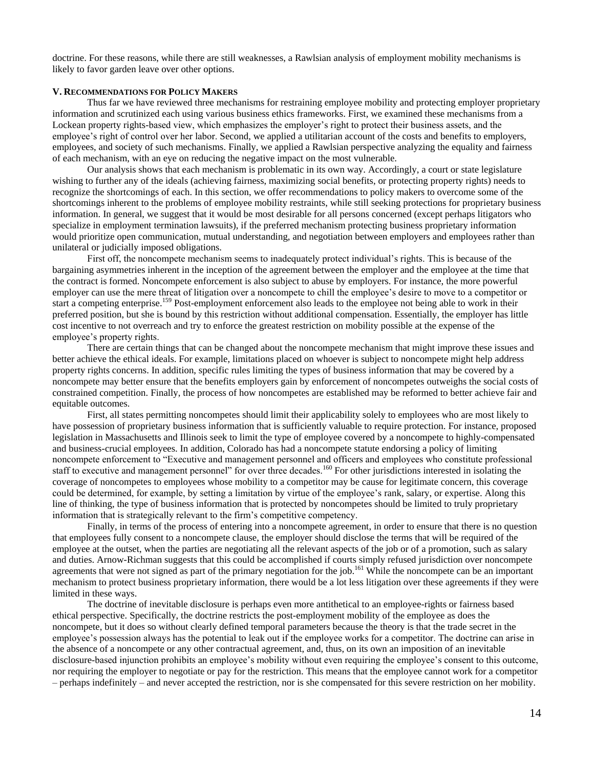doctrine. For these reasons, while there are still weaknesses, a Rawlsian analysis of employment mobility mechanisms is likely to favor garden leave over other options.

## V. Recommendations for Policy Makers

Thus far we have reviewed three mechanisms for restraining employee mobility and protecting employer proprietary information and scrutinized each using various business ethics frameworks. First, we examined these mechanisms from a Lockean property rights-based view, which emphasizes the employer's right to protect their business assets, and the employee's right of control over her labor. Second, we applied a utilitarian account of the costs and benefits to employers, employees, and society of such mechanisms. Finally, we applied a Rawlsian perspective analyzing the equality and fairness of each mechanism, with an eye on reducing the negative impact on the most vulnerable.

Our analysis shows that each mechanism is problematic in its own way. Accordingly, a court or state legislature wishing to further any of the ideals (achieving fairness, maximizing social benefits, or protecting property rights) needs to recognize the shortcomings of each. In this section, we offer recommendations to policy makers to overcome some of the shortcomings inherent to the problems of employee mobility restraints, while still seeking protections for proprietary business information. In general, we suggest that it would be most desirable for all persons concerned (except perhaps litigators who specialize in employment termination lawsuits), if the preferred mechanism protecting business proprietary information would prioritize open communication, mutual understanding, and negotiation between employers and employees rather than unilateral or judicially imposed obligations.

First off, the noncompete mechanism seems to inadequately protect individual's rights. This is because of the bargaining asymmetries inherent in the inception of the agreement between the employer and the employee at the time that the contract is formed. Noncompete enforcement is also subject to abuse by employers. For instance, the more powerful employer can use the mere threat of litigation over a noncompete to chill the employee's desire to move to a competitor or start a competing enterprise.[159] Post-employment enforcement also leads to the employee not being able to work in their preferred position, but she is bound by this restriction without additional compensation. Essentially, the employer has little cost incentive to not overreach and try to enforce the greatest restriction on mobility possible at the expense of the employee's property rights.

There are certain things that can be changed about the noncompete mechanism that might improve these issues and better achieve the ethical ideals. For example, limitations placed on whoever is subject to noncompete might help address property rights concerns. In addition, specific rules limiting the types of business information that may be covered by a noncompete may better ensure that the benefits employers gain by enforcement of noncompetes outweighs the social costs of constrained competition. Finally, the process of how noncompetes are established may be reformed to better achieve fair and equitable outcomes.

First, all states permitting noncompetes should limit their applicability solely to employees who are most likely to have possession of proprietary business information that is sufficiently valuable to require protection. For instance, proposed legislation in Massachusetts and Illinois seek to limit the type of employee covered by a noncompete to highly-compensated and business-crucial employees. In addition, Colorado has had a noncompete statute endorsing a policy of limiting noncompete enforcement to "Executive and management personnel and officers and employees who constitute professional staff to executive and management personnel" for over three decades.[160] For other jurisdictions interested in isolating the coverage of noncompetes to employees whose mobility to a competitor may be cause for legitimate concern, this coverage could be determined, for example, by setting a limitation by virtue of the employee's rank, salary, or expertise. Along this line of thinking, the type of business information that is protected by noncompetes should be limited to truly proprietary information that is strategically relevant to the firm's competitive competency.

Finally, in terms of the process of entering into a noncompete agreement, in order to ensure that there is no question that employees fully consent to a noncompete clause, the employer should disclose the terms that will be required of the employee at the outset, when the parties are negotiating all the relevant aspects of the job or of a promotion, such as salary and duties. Arnow-Richman suggests that this could be accomplished if courts simply refused jurisdiction over noncompete agreements that were not signed as part of the primary negotiation for the job.[161] While the noncompete can be an important mechanism to protect business proprietary information, there would be a lot less litigation over these agreements if they were limited in these ways.

The doctrine of inevitable disclosure is perhaps even more antithetical to an employee-rights or fairness based ethical perspective. Specifically, the doctrine restricts the post-employment mobility of the employee as does the noncompete, but it does so without clearly defined temporal parameters because the theory is that the trade secret in the employee's possession always has the potential to leak out if the employee works for a competitor. The doctrine can arise in the absence of a noncompete or any other contractual agreement, and, thus, on its own an imposition of an inevitable disclosure-based injunction prohibits an employee's mobility without even requiring the employee's consent to this outcome, nor requiring the employer to negotiate or pay for the restriction. This means that the employee cannot work for a competitor – perhaps indefinitely – and never accepted the restriction, nor is she compensated for this severe restriction on her mobility.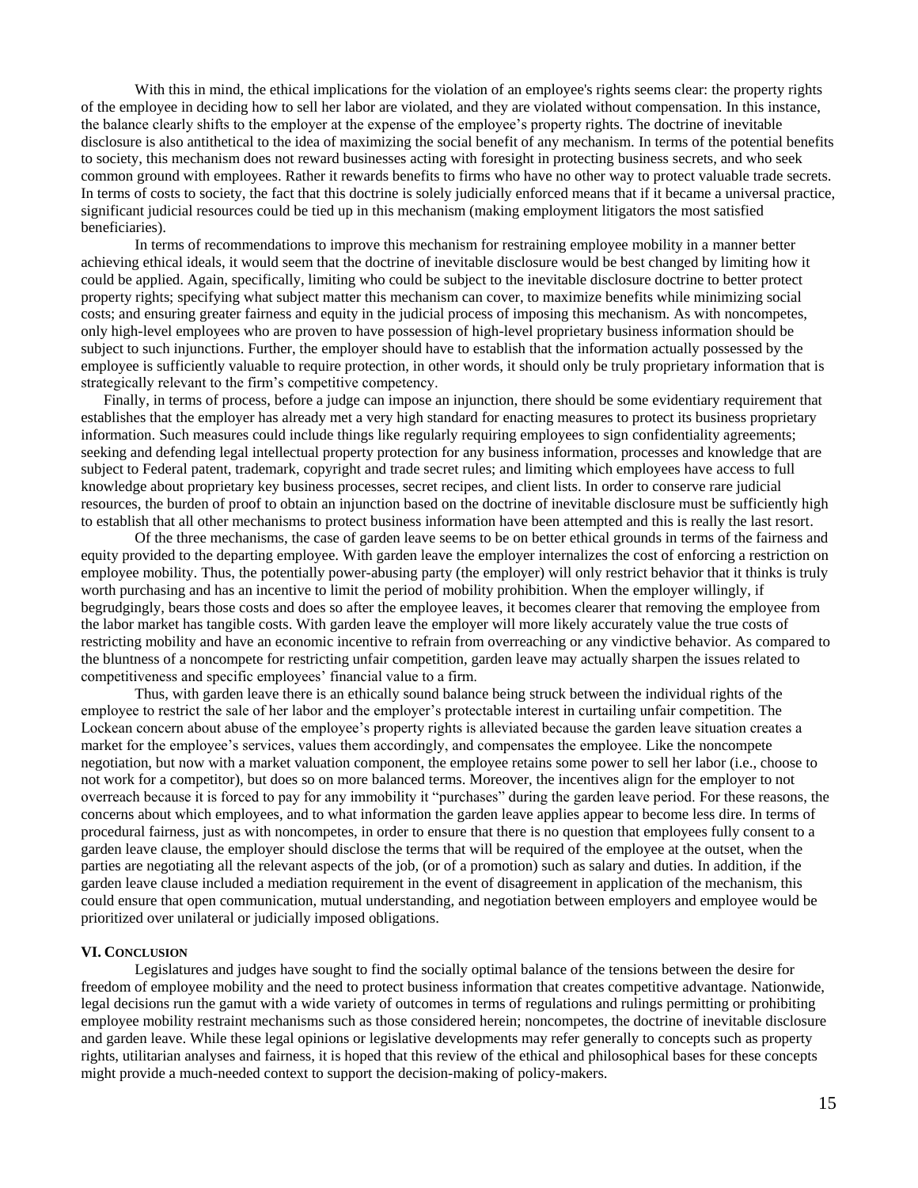With this in mind, the ethical implications for the violation of an employee's rights seems clear: the property rights of the employee in deciding how to sell her labor are violated, and they are violated without compensation. In this instance, the balance clearly shifts to the employer at the expense of the employee's property rights. The doctrine of inevitable disclosure is also antithetical to the idea of maximizing the social benefit of any mechanism. In terms of the potential benefits to society, this mechanism does not reward businesses acting with foresight in protecting business secrets, and who seek common ground with employees. Rather it rewards benefits to firms who have no other way to protect valuable trade secrets. In terms of costs to society, the fact that this doctrine is solely judicially enforced means that if it became a universal practice, significant judicial resources could be tied up in this mechanism (making employment litigators the most satisfied beneficiaries).

In terms of recommendations to improve this mechanism for restraining employee mobility in a manner better achieving ethical ideals, it would seem that the doctrine of inevitable disclosure would be best changed by limiting how it could be applied. Again, specifically, limiting who could be subject to the inevitable disclosure doctrine to better protect property rights; specifying what subject matter this mechanism can cover, to maximize benefits while minimizing social costs; and ensuring greater fairness and equity in the judicial process of imposing this mechanism. As with noncompetes, only high-level employees who are proven to have possession of high-level proprietary business information should be subject to such injunctions. Further, the employer should have to establish that the information actually possessed by the employee is sufficiently valuable to require protection, in other words, it should only be truly proprietary information that is strategically relevant to the firm's competitive competency.

Finally, in terms of process, before a judge can impose an injunction, there should be some evidentiary requirement that establishes that the employer has already met a very high standard for enacting measures to protect its business proprietary information. Such measures could include things like regularly requiring employees to sign confidentiality agreements; seeking and defending legal intellectual property protection for any business information, processes and knowledge that are subject to Federal patent, trademark, copyright and trade secret rules; and limiting which employees have access to full knowledge about proprietary key business processes, secret recipes, and client lists. In order to conserve rare judicial resources, the burden of proof to obtain an injunction based on the doctrine of inevitable disclosure must be sufficiently high to establish that all other mechanisms to protect business information have been attempted and this is really the last resort.

Of the three mechanisms, the case of garden leave seems to be on better ethical grounds in terms of the fairness and equity provided to the departing employee. With garden leave the employer internalizes the cost of enforcing a restriction on employee mobility. Thus, the potentially power-abusing party (the employer) will only restrict behavior that it thinks is truly worth purchasing and has an incentive to limit the period of mobility prohibition. When the employer willingly, if begrudgingly, bears those costs and does so after the employee leaves, it becomes clearer that removing the employee from the labor market has tangible costs. With garden leave the employer will more likely accurately value the true costs of restricting mobility and have an economic incentive to refrain from overreaching or any vindictive behavior. As compared to the bluntness of a noncompete for restricting unfair competition, garden leave may actually sharpen the issues related to competitiveness and specific employees' financial value to a firm.

Thus, with garden leave there is an ethically sound balance being struck between the individual rights of the employee to restrict the sale of her labor and the employer's protectable interest in curtailing unfair competition. The Lockean concern about abuse of the employee's property rights is alleviated because the garden leave situation creates a market for the employee's services, values them accordingly, and compensates the employee. Like the noncompete negotiation, but now with a market valuation component, the employee retains some power to sell her labor (i.e., choose to not work for a competitor), but does so on more balanced terms. Moreover, the incentives align for the employer to not overreach because it is forced to pay for any immobility it "purchases" during the garden leave period. For these reasons, the concerns about which employees, and to what information the garden leave applies appear to become less dire. In terms of procedural fairness, just as with noncompetes, in order to ensure that there is no question that employees fully consent to a garden leave clause, the employer should disclose the terms that will be required of the employee at the outset, when the parties are negotiating all the relevant aspects of the job, (or of a promotion) such as salary and duties. In addition, if the garden leave clause included a mediation requirement in the event of disagreement in application of the mechanism, this could ensure that open communication, mutual understanding, and negotiation between employers and employee would be prioritized over unilateral or judicially imposed obligations.

## VI. Conclusion

Legislatures and judges have sought to find the socially optimal balance of the tensions between the desire for freedom of employee mobility and the need to protect business information that creates competitive advantage. Nationwide, legal decisions run the gamut with a wide variety of outcomes in terms of regulations and rulings permitting or prohibiting employee mobility restraint mechanisms such as those considered herein; noncompetes, the doctrine of inevitable disclosure and garden leave. While these legal opinions or legislative developments may refer generally to concepts such as property rights, utilitarian analyses and fairness, it is hoped that this review of the ethical and philosophical bases for these concepts might provide a much-needed context to support the decision-making of policy-makers.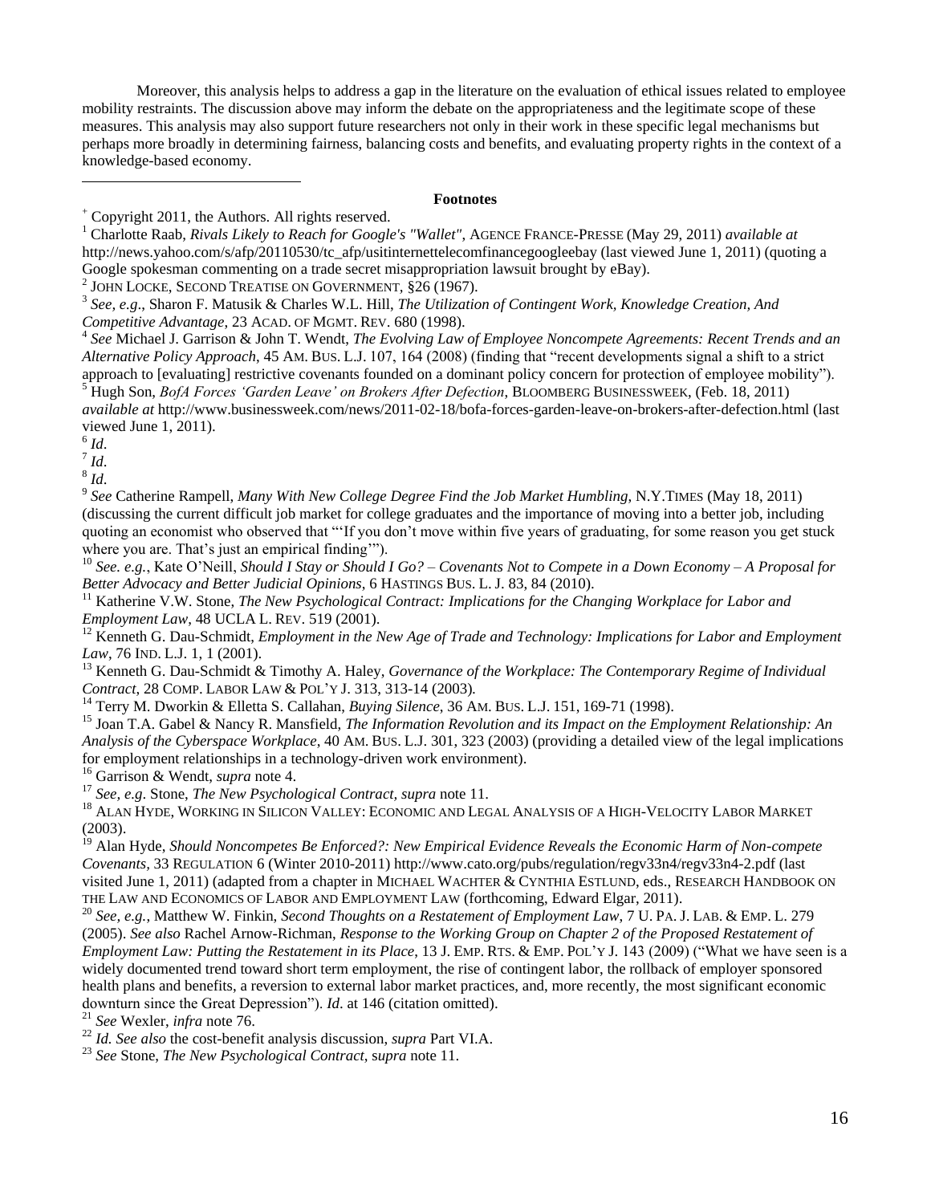Moreover, this analysis helps to address a gap in the literature on the evaluation of ethical issues related to employee mobility restraints. The discussion above may inform the debate on the appropriateness and the legitimate scope of these measures. This analysis may also support future researchers not only in their work in these specific legal mechanisms but perhaps more broadly in determining fairness, balancing costs and benefits, and evaluating property rights in the context of a knowledge-based economy.

---

**Footnotes**

[+] Copyright 2011, the Authors. All rights reserved.

[1] Charlotte Raab, *Rivals Likely to Reach for Google's "Wallet"*, AGENCE FRANCE-PRESSE (May 29, 2011) *available at* http://news.yahoo.com/s/afp/20110530/tc_afp/usitinternettelecomfinancegoogleebay (last viewed June 1, 2011) (quoting a Google spokesman commenting on a trade secret misappropriation lawsuit brought by eBay).

[2] JOHN LOCKE, SECOND TREATISE ON GOVERNMENT, §26 (1967).

[3] *See, e.g*., Sharon F. Matusik & Charles W.L. Hill, *The Utilization of Contingent Work, Knowledge Creation, And Competitive Advantage*, 23 ACAD. OF MGMT. REV. 680 (1998).

[4] *See* Michael J. Garrison & John T. Wendt, *The Evolving Law of Employee Noncompete Agreements: Recent Trends and an Alternative Policy Approach*, 45 AM. BUS. L.J. 107, 164 (2008) (finding that "recent developments signal a shift to a strict approach to [evaluating] restrictive covenants founded on a dominant policy concern for protection of employee mobility").

[5] Hugh Son, *BofA Forces 'Garden Leave' on Brokers After Defection*, BLOOMBERG BUSINESSWEEK, (Feb. 18, 2011) *available at* http://www.businessweek.com/news/2011-02-18/bofa-forces-garden-leave-on-brokers-after-defection.html (last viewed June 1, 2011).

[6] *Id*.

[7] *Id*.

[8] *Id*.

[9] *See* Catherine Rampell, *Many With New College Degree Find the Job Market Humbling*, N.Y.TIMES (May 18, 2011) (discussing the current difficult job market for college graduates and the importance of moving into a better job, including quoting an economist who observed that "'If you don't move within five years of graduating, for some reason you get stuck where you are. That's just an empirical finding'").

[10] *See. e.g.*, Kate O'Neill, *Should I Stay or Should I Go? – Covenants Not to Compete in a Down Economy – A Proposal for Better Advocacy and Better Judicial Opinions*, 6 HASTINGS BUS. L. J. 83, 84 (2010).

[11] Katherine V.W. Stone, *The New Psychological Contract: Implications for the Changing Workplace for Labor and Employment Law*, 48 UCLA L. REV. 519 (2001).

[12] Kenneth G. Dau-Schmidt, *Employment in the New Age of Trade and Technology: Implications for Labor and Employment Law*, 76 IND. L.J. 1, 1 (2001).

[13] Kenneth G. Dau-Schmidt & Timothy A. Haley, *Governance of the Workplace: The Contemporary Regime of Individual Contract*, 28 COMP. LABOR LAW & POL'Y J. 313, 313-14 (2003).

[14] Terry M. Dworkin & Elletta S. Callahan, *Buying Silence*, 36 AM. BUS. L.J. 151, 169-71 (1998).

[15] Joan T.A. Gabel & Nancy R. Mansfield, *The Information Revolution and its Impact on the Employment Relationship: An Analysis of the Cyberspace Workplace*, 40 AM. BUS. L.J. 301, 323 (2003) (providing a detailed view of the legal implications for employment relationships in a technology-driven work environment).

[16] Garrison & Wendt, *supra* note 4.

[17] *See, e.g*. Stone, *The New Psychological Contract, supra* note 11.

[18] ALAN HYDE, WORKING IN SILICON VALLEY: ECONOMIC AND LEGAL ANALYSIS OF A HIGH-VELOCITY LABOR MARKET (2003).

[19] Alan Hyde, *Should Noncompetes Be Enforced?: New Empirical Evidence Reveals the Economic Harm of Non-compete Covenants*, 33 REGULATION 6 (Winter 2010-2011) http://www.cato.org/pubs/regulation/regv33n4/regv33n4-2.pdf (last visited June 1, 2011) (adapted from a chapter in MICHAEL WACHTER & CYNTHIA ESTLUND, eds., RESEARCH HANDBOOK ON THE LAW AND ECONOMICS OF LABOR AND EMPLOYMENT LAW (forthcoming, Edward Elgar, 2011).

[20] *See, e.g.*, Matthew W. Finkin, *Second Thoughts on a Restatement of Employment Law*, 7 U. PA. J. LAB. & EMP. L. 279 (2005). *See also* Rachel Arnow-Richman, *Response to the Working Group on Chapter 2 of the Proposed Restatement of Employment Law: Putting the Restatement in its Place*, 13 J. EMP. RTS. & EMP. POL'Y J. 143 (2009) ("What we have seen is a widely documented trend toward short term employment, the rise of contingent labor, the rollback of employer sponsored health plans and benefits, a reversion to external labor market practices, and, more recently, the most significant economic downturn since the Great Depression"). *Id*. at 146 (citation omitted).

[21] *See* Wexler, *infra* note 76.

[22] *Id. See also* the cost-benefit analysis discussion, *supra* Part VI.A.

[23] *See* Stone, *The New Psychological Contract*, s*upra* note 11.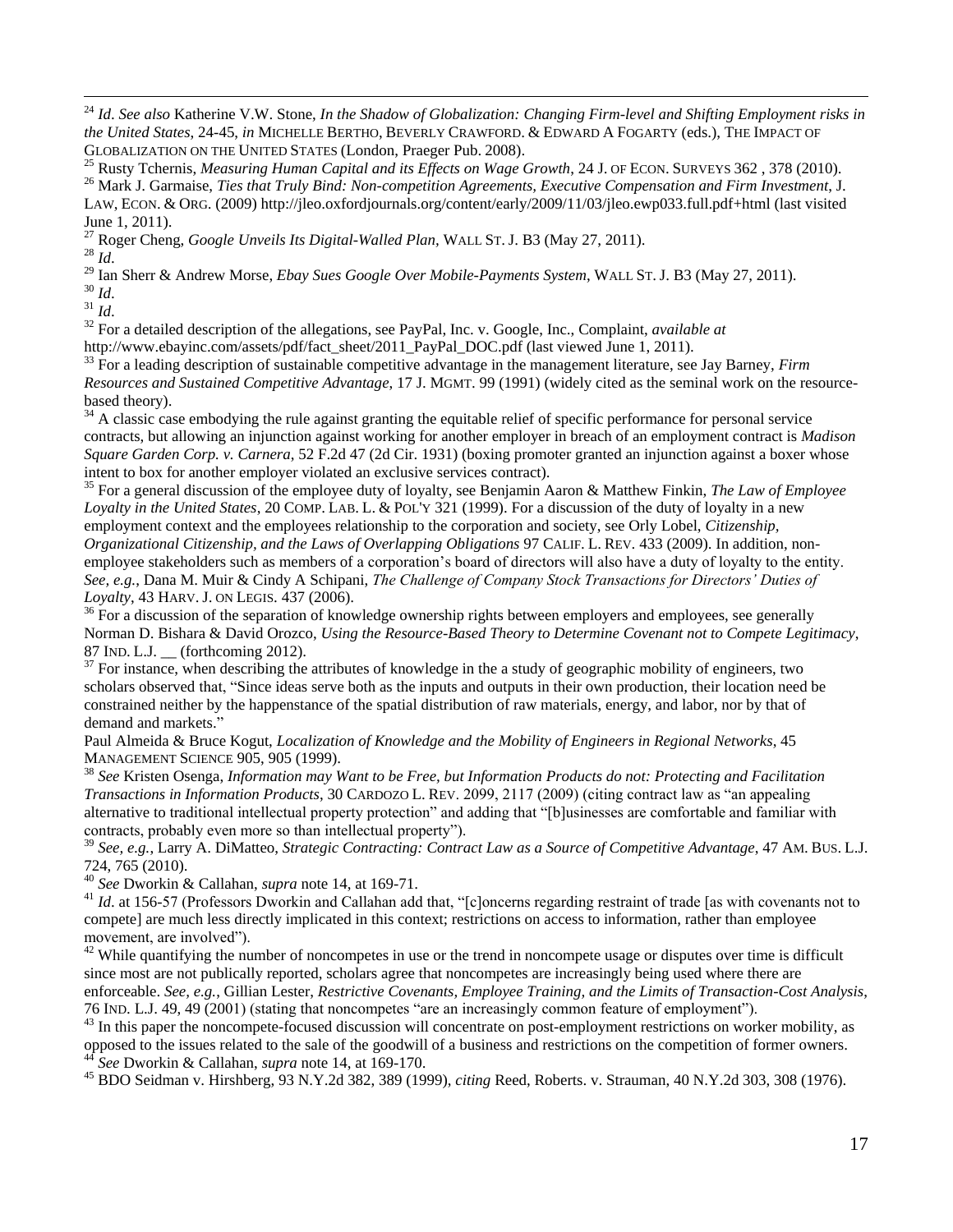[24] *Id*. *See also* Katherine V.W. Stone, *In the Shadow of Globalization: Changing Firm-level and Shifting Employment risks in the United States*, 24-45, *in* MICHELLE BERTHO, BEVERLY CRAWFORD. & EDWARD A FOGARTY (eds.), THE IMPACT OF GLOBALIZATION ON THE UNITED STATES (London, Praeger Pub. 2008).

[25] Rusty Tchernis, *Measuring Human Capital and its Effects on Wage Growth*, 24 J. OF ECON. SURVEYS 362 , 378 (2010).

[26] Mark J. Garmaise, *Ties that Truly Bind: Non-competition Agreements, Executive Compensation and Firm Investment*, J. LAW, ECON. & ORG. (2009) http://jleo.oxfordjournals.org/content/early/2009/11/03/jleo.ewp033.full.pdf+html (last visited June 1, 2011).

[27] Roger Cheng, *Google Unveils Its Digital-Walled Plan*, WALL ST. J. B3 (May 27, 2011).

[28] *Id*.

[29] Ian Sherr & Andrew Morse, *Ebay Sues Google Over Mobile-Payments System*, WALL ST. J. B3 (May 27, 2011).

[30] *Id*.

[31] *Id*.

[32] For a detailed description of the allegations, see PayPal, Inc. v. Google, Inc., Complaint, *available at* http://www.ebayinc.com/assets/pdf/fact_sheet/2011_PayPal_DOC.pdf (last viewed June 1, 2011).

[33] For a leading description of sustainable competitive advantage in the management literature, see Jay Barney, *Firm Resources and Sustained Competitive Advantage*, 17 J. MGMT. 99 (1991) (widely cited as the seminal work on the resource-based theory).

[34] A classic case embodying the rule against granting the equitable relief of specific performance for personal service contracts, but allowing an injunction against working for another employer in breach of an employment contract is *Madison Square Garden Corp. v. Carnera*, 52 F.2d 47 (2d Cir. 1931) (boxing promoter granted an injunction against a boxer whose intent to box for another employer violated an exclusive services contract).

[35] For a general discussion of the employee duty of loyalty, see Benjamin Aaron & Matthew Finkin, *The Law of Employee Loyalty in the United States*, 20 COMP. LAB. L. & POL'Y 321 (1999). For a discussion of the duty of loyalty in a new employment context and the employees relationship to the corporation and society, see Orly Lobel, *Citizenship, Organizational Citizenship, and the Laws of Overlapping Obligations* 97 CALIF. L. REV. 433 (2009). In addition, non-employee stakeholders such as members of a corporation's board of directors will also have a duty of loyalty to the entity. *See, e.g.*, Dana M. Muir & Cindy A Schipani, *The Challenge of Company Stock Transactions for Directors' Duties of Loyalty*, 43 HARV. J. ON LEGIS. 437 (2006).

[36] For a discussion of the separation of knowledge ownership rights between employers and employees, see generally Norman D. Bishara & David Orozco, *Using the Resource-Based Theory to Determine Covenant not to Compete Legitimacy*, 87 IND. L.J. __ (forthcoming 2012).

[37] For instance, when describing the attributes of knowledge in the a study of geographic mobility of engineers, two scholars observed that, "Since ideas serve both as the inputs and outputs in their own production, their location need be constrained neither by the happenstance of the spatial distribution of raw materials, energy, and labor, nor by that of demand and markets."

Paul Almeida & Bruce Kogut, *Localization of Knowledge and the Mobility of Engineers in Regional Networks*, 45 MANAGEMENT SCIENCE 905, 905 (1999).

[38] *See* Kristen Osenga, *Information may Want to be Free, but Information Products do not: Protecting and Facilitation Transactions in Information Products*, 30 CARDOZO L. REV. 2099, 2117 (2009) (citing contract law as "an appealing alternative to traditional intellectual property protection" and adding that "[b]usinesses are comfortable and familiar with contracts, probably even more so than intellectual property").

[39] *See, e.g.*, Larry A. DiMatteo, *Strategic Contracting: Contract Law as a Source of Competitive Advantage*, 47 AM. BUS. L.J. 724, 765 (2010).

[40] *See* Dworkin & Callahan, *supra* note 14, at 169-71.

[41] *Id*. at 156-57 (Professors Dworkin and Callahan add that, "[c]oncerns regarding restraint of trade [as with covenants not to compete] are much less directly implicated in this context; restrictions on access to information, rather than employee movement, are involved").

[42] While quantifying the number of noncompetes in use or the trend in noncompete usage or disputes over time is difficult since most are not publically reported, scholars agree that noncompetes are increasingly being used where there are enforceable. *See, e.g.*, Gillian Lester, *Restrictive Covenants, Employee Training, and the Limits of Transaction-Cost Analysis*, 76 IND. L.J. 49, 49 (2001) (stating that noncompetes "are an increasingly common feature of employment").

[43] In this paper the noncompete-focused discussion will concentrate on post-employment restrictions on worker mobility, as opposed to the issues related to the sale of the goodwill of a business and restrictions on the competition of former owners.

[44] *See* Dworkin & Callahan, *supra* note 14, at 169-170.

[45] BDO Seidman v. Hirshberg, 93 N.Y.2d 382, 389 (1999), *citing* Reed, Roberts. v. Strauman, 40 N.Y.2d 303, 308 (1976).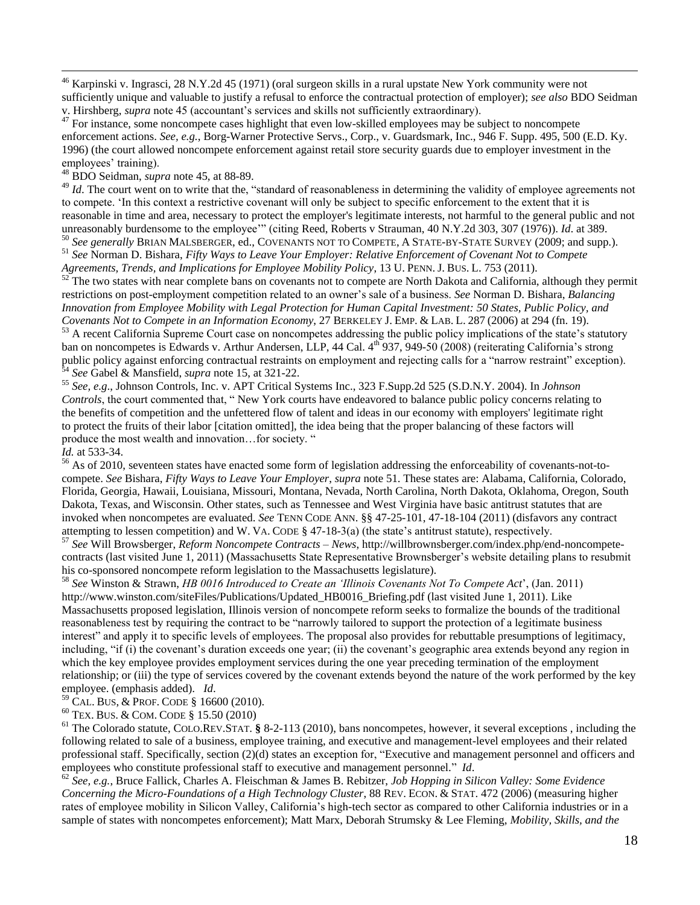[46] Karpinski v. Ingrasci, 28 N.Y.2d 45 (1971) (oral surgeon skills in a rural upstate New York community were not sufficiently unique and valuable to justify a refusal to enforce the contractual protection of employer); *see also* BDO Seidman v. Hirshberg, *supra* note 45 (accountant's services and skills not sufficiently extraordinary).

[47] For instance, some noncompete cases highlight that even low-skilled employees may be subject to noncompete enforcement actions. *See, e.g.,* Borg-Warner Protective Servs., Corp., v. Guardsmark, Inc., 946 F. Supp. 495, 500 (E.D. Ky. 1996) (the court allowed noncompete enforcement against retail store security guards due to employer investment in the employees' training).

[48] BDO Seidman, *supra* note 45, at 88-89.

[49] *Id*. The court went on to write that the, "standard of reasonableness in determining the validity of employee agreements not to compete. 'In this context a restrictive covenant will only be subject to specific enforcement to the extent that it is reasonable in time and area, necessary to protect the employer's legitimate interests, not harmful to the general public and not unreasonably burdensome to the employee'" (citing Reed, Roberts v Strauman, 40 N.Y.2d 303, 307 (1976)). *Id*. at 389.

[50] *See generally* BRIAN MALSBERGER, ed., COVENANTS NOT TO COMPETE, A STATE-BY-STATE SURVEY (2009; and supp.).

[51] *See* Norman D. Bishara, *Fifty Ways to Leave Your Employer: Relative Enforcement of Covenant Not to Compete Agreements, Trends, and Implications for Employee Mobility Policy*, 13 U. PENN. J. BUS. L. 753 (2011).

[52] The two states with near complete bans on covenants not to compete are North Dakota and California, although they permit restrictions on post-employment competition related to an owner's sale of a business. *See* Norman D. Bishara, *Balancing Innovation from Employee Mobility with Legal Protection for Human Capital Investment: 50 States, Public Policy, and Covenants Not to Compete in an Information Economy*, 27 BERKELEY J. EMP. & LAB. L. 287 (2006) at 294 (fn. 19).

[53] A recent California Supreme Court case on noncompetes addressing the public policy implications of the state's statutory ban on noncompetes is Edwards v. Arthur Andersen, LLP, 44 Cal. 4th 937, 949-50 (2008) (reiterating California's strong public policy against enforcing contractual restraints on employment and rejecting calls for a "narrow restraint" exception).

[54] *See* Gabel & Mansfield, *supra* note 15, at 321-22.

[55] *See, e.g.,* Johnson Controls, Inc. v. APT Critical Systems Inc., 323 F.Supp.2d 525 (S.D.N.Y. 2004). In *Johnson Controls*, the court commented that, " New York courts have endeavored to balance public policy concerns relating to the benefits of competition and the unfettered flow of talent and ideas in our economy with employers' legitimate right to protect the fruits of their labor [citation omitted], the idea being that the proper balancing of these factors will produce the most wealth and innovation…for society. "
*Id.* at 533-34.

[56] As of 2010, seventeen states have enacted some form of legislation addressing the enforceability of covenants-not-to-compete. *See* Bishara, *Fifty Ways to Leave Your Employer*, *supra* note 51. These states are: Alabama, California, Colorado, Florida, Georgia, Hawaii, Louisiana, Missouri, Montana, Nevada, North Carolina, North Dakota, Oklahoma, Oregon, South Dakota, Texas, and Wisconsin. Other states, such as Tennessee and West Virginia have basic antitrust statutes that are invoked when noncompetes are evaluated. *See* TENN CODE ANN. §§ 47-25-101, 47-18-104 (2011) (disfavors any contract attempting to lessen competition) and W. VA. CODE § 47-18-3(a) (the state's antitrust statute), respectively.

[57] *See* Will Browsberger, *Reform Noncompete Contracts – News,* http://willbrownsberger.com/index.php/end-noncompete-contracts (last visited June 1, 2011) (Massachusetts State Representative Brownsberger's website detailing plans to resubmit his co-sponsored noncompete reform legislation to the Massachusetts legislature).

[58] *See* Winston & Strawn, *HB 0016 Introduced to Create an 'Illinois Covenants Not To Compete Act*', (Jan. 2011) http://www.winston.com/siteFiles/Publications/Updated_HB0016_Briefing.pdf (last visited June 1, 2011). Like Massachusetts proposed legislation, Illinois version of noncompete reform seeks to formalize the bounds of the traditional reasonableness test by requiring the contract to be "narrowly tailored to support the protection of a legitimate business interest" and apply it to specific levels of employees. The proposal also provides for rebuttable presumptions of legitimacy, including, "if (i) the covenant's duration exceeds one year; (ii) the covenant's geographic area extends beyond any region in which the key employee provides employment services during the one year preceding termination of the employment relationship; or (iii) the type of services covered by the covenant extends beyond the nature of the work performed by the key employee. (emphasis added). *Id*.

[59] CAL. BUS, & PROF. CODE § 16600 (2010).

[60] TEX. BUS. & COM. CODE § 15.50 (2010)

[61] The Colorado statute, COLO.REV.STAT. **§** 8-2-113 (2010), bans noncompetes, however, it several exceptions , including the following related to sale of a business, employee training, and executive and management-level employees and their related professional staff. Specifically, section (2)(d) states an exception for, "Executive and management personnel and officers and employees who constitute professional staff to executive and management personnel." *Id*.

[62] *See, e.g.,* Bruce Fallick, Charles A. Fleischman & James B. Rebitzer, *Job Hopping in Silicon Valley: Some Evidence Concerning the Micro-Foundations of a High Technology Cluster*, 88 REV. ECON. & STAT. 472 (2006) (measuring higher rates of employee mobility in Silicon Valley, California's high-tech sector as compared to other California industries or in a sample of states with noncompetes enforcement); Matt Marx, Deborah Strumsky & Lee Fleming, *Mobility, Skills, and the*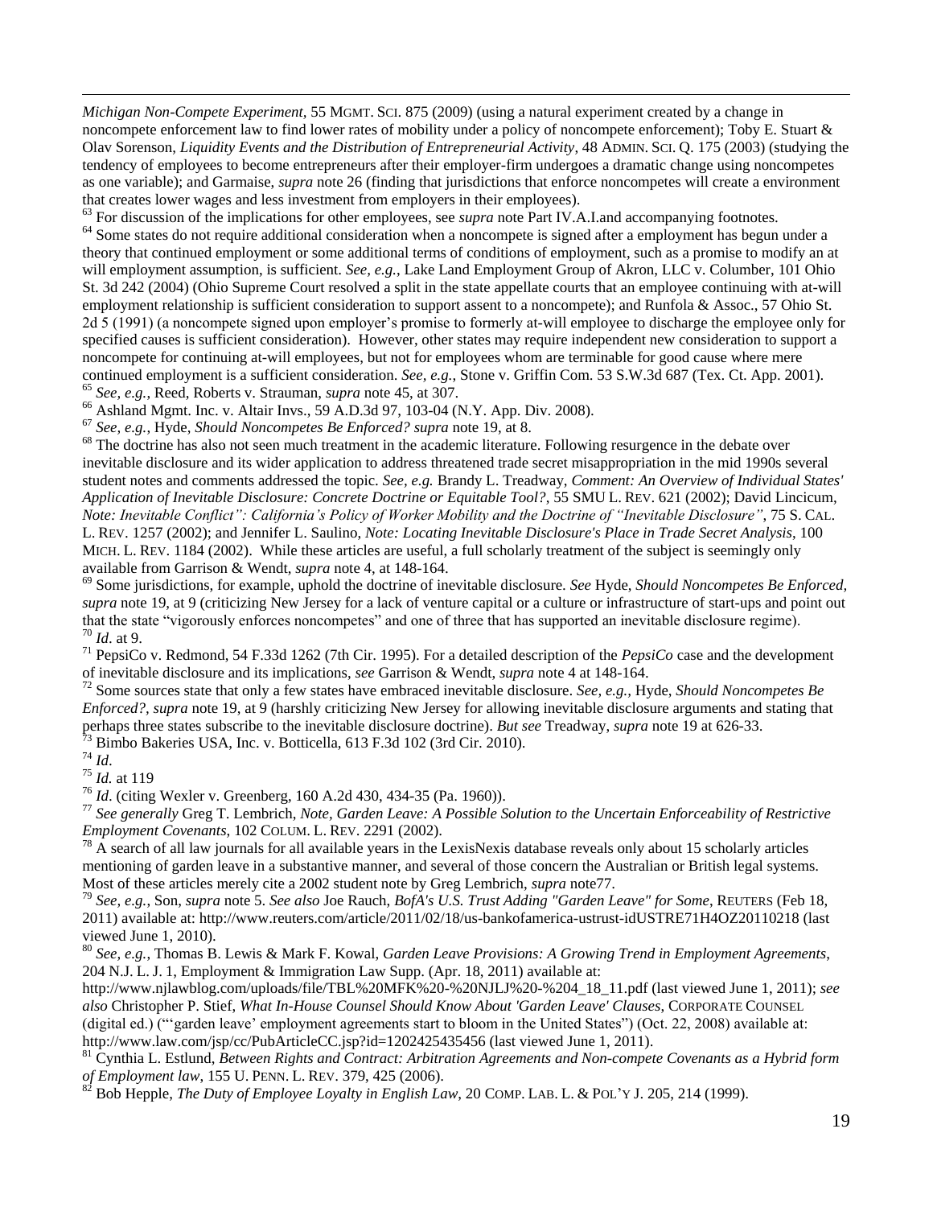*Michigan Non-Compete Experiment*, 55 MGMT. SCI. 875 (2009) (using a natural experiment created by a change in noncompete enforcement law to find lower rates of mobility under a policy of noncompete enforcement); Toby E. Stuart & Olav Sorenson, *Liquidity Events and the Distribution of Entrepreneurial Activity*, 48 ADMIN. SCI. Q. 175 (2003) (studying the tendency of employees to become entrepreneurs after their employer-firm undergoes a dramatic change using noncompetes as one variable); and Garmaise, *supra* note 26 (finding that jurisdictions that enforce noncompetes will create a environment that creates lower wages and less investment from employers in their employees).

[63] For discussion of the implications for other employees, see *supra* note Part IV.A.I.and accompanying footnotes.

[64] Some states do not require additional consideration when a noncompete is signed after a employment has begun under a theory that continued employment or some additional terms of conditions of employment, such as a promise to modify an at will employment assumption, is sufficient. *See, e.g.*, Lake Land Employment Group of Akron, LLC v. Columber, 101 Ohio St. 3d 242 (2004) (Ohio Supreme Court resolved a split in the state appellate courts that an employee continuing with at-will employment relationship is sufficient consideration to support assent to a noncompete); and Runfola & Assoc., 57 Ohio St. 2d 5 (1991) (a noncompete signed upon employer's promise to formerly at-will employee to discharge the employee only for specified causes is sufficient consideration). However, other states may require independent new consideration to support a noncompete for continuing at-will employees, but not for employees whom are terminable for good cause where mere continued employment is a sufficient consideration. *See, e.g.*, Stone v. Griffin Com. 53 S.W.3d 687 (Tex. Ct. App. 2001).

[65] *See, e.g.*, Reed, Roberts v. Strauman, *supra* note 45, at 307.

[66] Ashland Mgmt. Inc. v. Altair Invs., 59 A.D.3d 97, 103-04 (N.Y. App. Div. 2008).

[67] *See, e.g.*, Hyde, *Should Noncompetes Be Enforced? supra* note 19, at 8.

[68] The doctrine has also not seen much treatment in the academic literature. Following resurgence in the debate over inevitable disclosure and its wider application to address threatened trade secret misappropriation in the mid 1990s several student notes and comments addressed the topic. *See, e.g.* Brandy L. Treadway, *Comment: An Overview of Individual States' Application of Inevitable Disclosure: Concrete Doctrine or Equitable Tool?*, 55 SMU L. REV. 621 (2002); David Lincicum, *Note: Inevitable Conflict": California's Policy of Worker Mobility and the Doctrine of "Inevitable Disclosure"*, 75 S. CAL. L. REV. 1257 (2002); and Jennifer L. Saulino, *Note: Locating Inevitable Disclosure's Place in Trade Secret Analysis*, 100 MICH. L. REV. 1184 (2002). While these articles are useful, a full scholarly treatment of the subject is seemingly only available from Garrison & Wendt, *supra* note 4, at 148-164.

[69] Some jurisdictions, for example, uphold the doctrine of inevitable disclosure. *See* Hyde, *Should Noncompetes Be Enforced, supra* note 19, at 9 (criticizing New Jersey for a lack of venture capital or a culture or infrastructure of start-ups and point out that the state "vigorously enforces noncompetes" and one of three that has supported an inevitable disclosure regime).

[70] *Id.* at 9.

[71] PepsiCo v. Redmond, 54 F.33d 1262 (7th Cir. 1995). For a detailed description of the *PepsiCo* case and the development of inevitable disclosure and its implications, *see* Garrison & Wendt, *supra* note 4 at 148-164.

[72] Some sources state that only a few states have embraced inevitable disclosure. *See, e.g.*, Hyde, *Should Noncompetes Be Enforced?, supra* note 19, at 9 (harshly criticizing New Jersey for allowing inevitable disclosure arguments and stating that perhaps three states subscribe to the inevitable disclosure doctrine). *But see* Treadway, *supra* note 19 at 626-33.

[73] Bimbo Bakeries USA, Inc. v. Botticella, 613 F.3d 102 (3rd Cir. 2010).

[74] *Id*.

[75] *Id.* at 119

[76] *Id*. (citing Wexler v. Greenberg, 160 A.2d 430, 434-35 (Pa. 1960)).

[77] *See generally* Greg T. Lembrich, *Note, Garden Leave: A Possible Solution to the Uncertain Enforceability of Restrictive Employment Covenants*, 102 COLUM. L. REV. 2291 (2002).

[78] A search of all law journals for all available years in the LexisNexis database reveals only about 15 scholarly articles mentioning of garden leave in a substantive manner, and several of those concern the Australian or British legal systems. Most of these articles merely cite a 2002 student note by Greg Lembrich, *supra* note77.

[79] *See, e.g.*, Son, *supra* note 5. *See also* Joe Rauch, *BofA's U.S. Trust Adding "Garden Leave" for Some*, REUTERS (Feb 18, 2011) available at: http://www.reuters.com/article/2011/02/18/us-bankofamerica-ustrust-idUSTRE71H4OZ20110218 (last viewed June 1, 2010).

[80] *See, e.g.*, Thomas B. Lewis & Mark F. Kowal, *Garden Leave Provisions: A Growing Trend in Employment Agreements*, 204 N.J. L. J. 1, Employment & Immigration Law Supp. (Apr. 18, 2011) available at: http://www.njlawblog.com/uploads/file/TBL%20MFK%20-%20NJLJ%20-%204_18_11.pdf (last viewed June 1, 2011); *see also* Christopher P. Stief, *What In-House Counsel Should Know About 'Garden Leave' Clauses*, CORPORATE COUNSEL (digital ed.) ("'garden leave' employment agreements start to bloom in the United States") (Oct. 22, 2008) available at: http://www.law.com/jsp/cc/PubArticleCC.jsp?id=1202425435456 (last viewed June 1, 2011).

[81] Cynthia L. Estlund, *Between Rights and Contract: Arbitration Agreements and Non-compete Covenants as a Hybrid form of Employment law*, 155 U. PENN. L. REV. 379, 425 (2006).

[82] Bob Hepple, *The Duty of Employee Loyalty in English Law*, 20 COMP. LAB. L. & POL'Y J. 205, 214 (1999).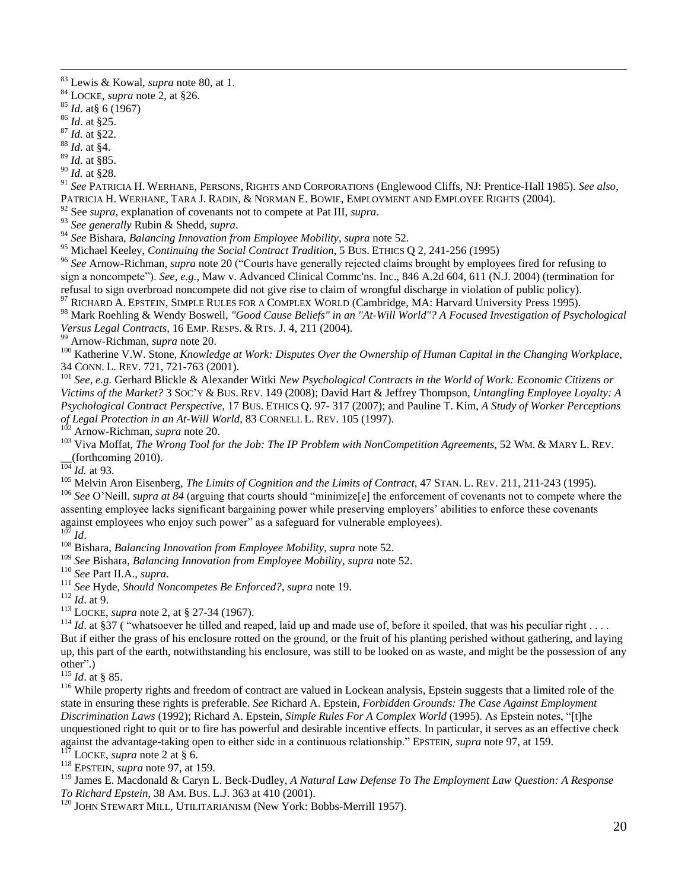[83] Lewis & Kowal, *supra* note 80, at 1.
[84] LOCKE, *supra* note 2, at §26.
[85] *Id*. at§ 6 (1967)
[86] *Id*. at §25.
[87] *Id.* at §22.
[88] *Id*. at §4.
[89] *Id.* at §85.
[90] *Id.* at §28.
[91] *See* PATRICIA H. WERHANE, PERSONS, RIGHTS AND CORPORATIONS (Englewood Cliffs, NJ: Prentice-Hall 1985). *See also*, PATRICIA H. WERHANE, TARA J. RADIN, & NORMAN E. BOWIE, EMPLOYMENT AND EMPLOYEE RIGHTS (2004).
[92] See *supra*, explanation of covenants not to compete at Pat III, *supra*.
[93] *See generally* Rubin & Shedd, *supra*.
[94] *See* Bishara, *Balancing Innovation from Employee Mobility*, *supra* note 52.
[95] Michael Keeley, *Continuing the Social Contract Tradition*, 5 BUS. ETHICS Q 2, 241-256 (1995)
[96] *See* Arnow-Richman, *supra* note 20 ("Courts have generally rejected claims brought by employees fired for refusing to sign a noncompete"). *See, e.g.*, Maw v. Advanced Clinical Commc'ns. Inc., 846 A.2d 604, 611 (N.J. 2004) (termination for refusal to sign overbroad noncompete did not give rise to claim of wrongful discharge in violation of public policy).
[97] RICHARD A. EPSTEIN, SIMPLE RULES FOR A COMPLEX WORLD (Cambridge, MA: Harvard University Press 1995).
[98] Mark Roehling & Wendy Boswell, *"Good Cause Beliefs" in an "At-Will World"? A Focused Investigation of Psychological Versus Legal Contracts*, 16 EMP. RESPS. & RTS. J. 4, 211 (2004).
[99] Arnow-Richman, *supra* note 20.
[100] Katherine V.W. Stone, *Knowledge at Work: Disputes Over the Ownership of Human Capital in the Changing Workplace*, 34 CONN. L. REV. 721, 721-763 (2001).
[101] *See, e.g.* Gerhard Blickle & Alexander Witki *New Psychological Contracts in the World of Work: Economic Citizens or Victims of the Market?* 3 SOC'Y & BUS. REV. 149 (2008); David Hart & Jeffrey Thompson, *Untangling Employee Loyalty: A Psychological Contract Perspective*, 17 BUS. ETHICS Q. 97- 317 (2007); and Pauline T. Kim, *A Study of Worker Perceptions of Legal Protection in an At-Will World*, 83 CORNELL L. REV. 105 (1997).
[102] Arnow-Richman, *supra* note 20.
[103] Viva Moffat, *The Wrong Tool for the Job: The IP Problem with NonCompetition Agreements*, 52 WM. & MARY L. REV. __(forthcoming 2010).
[104] *Id.* at 93.
[105] Melvin Aron Eisenberg, *The Limits of Cognition and the Limits of Contract*, 47 STAN. L. REV. 211, 211-243 (1995).
[106] *See* O'Neill, *supra at 84* (arguing that courts should "minimize[e] the enforcement of covenants not to compete where the assenting employee lacks significant bargaining power while preserving employers' abilities to enforce these covenants against employees who enjoy such power" as a safeguard for vulnerable employees).
[107] *Id*.
[108] Bishara, *Balancing Innovation from Employee Mobility, supra* note 52.
[109] *See* Bishara, *Balancing Innovation from Employee Mobility, supra* note 52.
[110] *See* Part II.A., *supra*.
[111] *See* Hyde, *Should Noncompetes Be Enforced?, supra* note 19.
[112] *Id*. at 9.
[113] LOCKE, *supra* note 2, at § 27-34 (1967).
[114] *Id*. at §37 ( "whatsoever he tilled and reaped, laid up and made use of, before it spoiled, that was his peculiar right . . . . But if either the grass of his enclosure rotted on the ground, or the fruit of his planting perished without gathering, and laying up, this part of the earth, notwithstanding his enclosure, was still to be looked on as waste, and might be the possession of any other".)
[115] *Id*. at § 85.
[116] While property rights and freedom of contract are valued in Lockean analysis, Epstein suggests that a limited role of the state in ensuring these rights is preferable. *See* Richard A. Epstein, *Forbidden Grounds: The Case Against Employment Discrimination Laws* (1992); Richard A. Epstein, *Simple Rules For A Complex World* (1995). As Epstein notes, "[t]he unquestioned right to quit or to fire has powerful and desirable incentive effects. In particular, it serves as an effective check against the advantage-taking open to either side in a continuous relationship." EPSTEIN, *supra* note 97, at 159.
[117] LOCKE, *supra* note 2 at § 6.
[118] EPSTEIN, *supra* note 97, at 159.
[119] James E. Macdonald & Caryn L. Beck-Dudley, *A Natural Law Defense To The Employment Law Question: A Response To Richard Epstein*, 38 AM. BUS. L.J. 363 at 410 (2001).
[120] JOHN STEWART MILL, UTILITARIANISM (New York: Bobbs-Merrill 1957).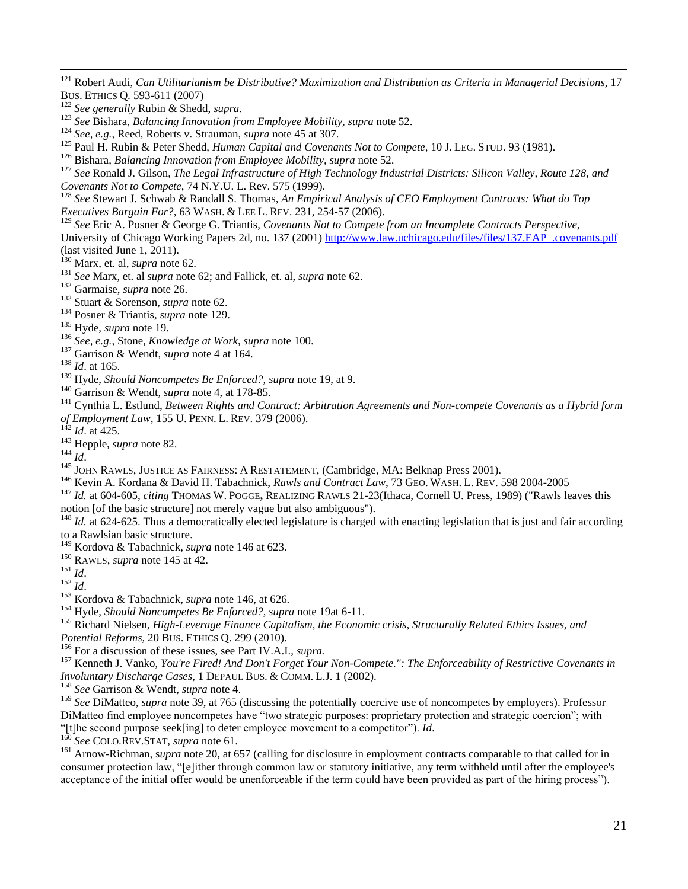[121] Robert Audi, *Can Utilitarianism be Distributive? Maximization and Distribution as Criteria in Managerial Decisions*, 17 BUS. ETHICS Q. 593-611 (2007)

[122] *See generally* Rubin & Shedd, *supra*.

[123] *See* Bishara, *Balancing Innovation from Employee Mobility*, *supra* note 52.

[124] *See, e.g.*, Reed, Roberts v. Strauman, *supra* note 45 at 307.

[125] Paul H. Rubin & Peter Shedd, *Human Capital and Covenants Not to Compete*, 10 J. LEG. STUD. 93 (1981).

[126] Bishara, *Balancing Innovation from Employee Mobility*, *supra* note 52.

[127] *See* Ronald J. Gilson, *The Legal Infrastructure of High Technology Industrial Districts: Silicon Valley, Route 128, and Covenants Not to Compete*, 74 N.Y.U. L. Rev. 575 (1999).

[128] *See* Stewart J. Schwab & Randall S. Thomas, *An Empirical Analysis of CEO Employment Contracts: What do Top Executives Bargain For?*, 63 WASH. & LEE L. REV. 231, 254-57 (2006).

[129] *See* Eric A. Posner & George G. Triantis, *Covenants Not to Compete from an Incomplete Contracts Perspective*, University of Chicago Working Papers 2d, no. 137 (2001) http://www.law.uchicago.edu/files/files/137.EAP_.covenants.pdf (last visited June 1, 2011).

[130] Marx, et. al, *supra* note 62.

[131] *See* Marx, et. al *supra* note 62; and Fallick, et. al, *supra* note 62.

[132] Garmaise, *supra* note 26.

[133] Stuart & Sorenson, *supra* note 62.

[134] Posner & Triantis, *supra* note 129.

[135] Hyde, *supra* note 19.

[136] *See, e.g.*, Stone, *Knowledge at Work*, *supra* note 100.

[137] Garrison & Wendt, *supra* note 4 at 164.

[138] *Id*. at 165.

[139] Hyde, *Should Noncompetes Be Enforced?*, *supra* note 19, at 9.

[140] Garrison & Wendt, *supra* note 4, at 178-85.

[141] Cynthia L. Estlund, *Between Rights and Contract: Arbitration Agreements and Non-compete Covenants as a Hybrid form of Employment Law*, 155 U. PENN. L. REV. 379 (2006).

[142] *Id*. at 425.

[143] Hepple, *supra* note 82.

[144] *Id*.

[145] JOHN RAWLS, JUSTICE AS FAIRNESS: A RESTATEMENT, (Cambridge, MA: Belknap Press 2001).

[146] Kevin A. Kordana & David H. Tabachnick, *Rawls and Contract Law*, 73 GEO. WASH. L. REV. 598 2004-2005

[147] *Id.* at 604-605, *citing* THOMAS W. POGGE**,** REALIZING RAWLS 21-23(Ithaca, Cornell U. Press, 1989) ("Rawls leaves this notion [of the basic structure] not merely vague but also ambiguous").

[148] *Id.* at 624-625. Thus a democratically elected legislature is charged with enacting legislation that is just and fair according to a Rawlsian basic structure.

[149] Kordova & Tabachnick, *supra* note 146 at 623.

[150] RAWLS, *supra* note 145 at 42.

[151] *Id*.

[152] *Id*.

[153] Kordova & Tabachnick, *supra* note 146, at 626.

[154] Hyde, *Should Noncompetes Be Enforced?*, *supra* note 19at 6-11.

[155] Richard Nielsen, *High-Leverage Finance Capitalism, the Economic crisis, Structurally Related Ethics Issues, and Potential Reforms*, 20 BUS. ETHICS Q. 299 (2010).

[156] For a discussion of these issues, see Part IV.A.I., *supra.*

[157] Kenneth J. Vanko, *You're Fired! And Don't Forget Your Non-Compete.": The Enforceability of Restrictive Covenants in Involuntary Discharge Cases*, 1 DEPAUL BUS. & COMM. L.J. 1 (2002).

[158] *See* Garrison & Wendt, *supra* note 4.

[159] *See* DiMatteo, *supra* note 39, at 765 (discussing the potentially coercive use of noncompetes by employers). Professor DiMatteo find employee noncompetes have "two strategic purposes: proprietary protection and strategic coercion"; with "[t]he second purpose seek[ing] to deter employee movement to a competitor"). *Id*.

[160] *See* COLO.REV.STAT, *supra* note 61.

[161] Arnow-Richman, s*upra* note 20, at 657 (calling for disclosure in employment contracts comparable to that called for in consumer protection law, "[e]ither through common law or statutory initiative, any term withheld until after the employee's acceptance of the initial offer would be unenforceable if the term could have been provided as part of the hiring process").